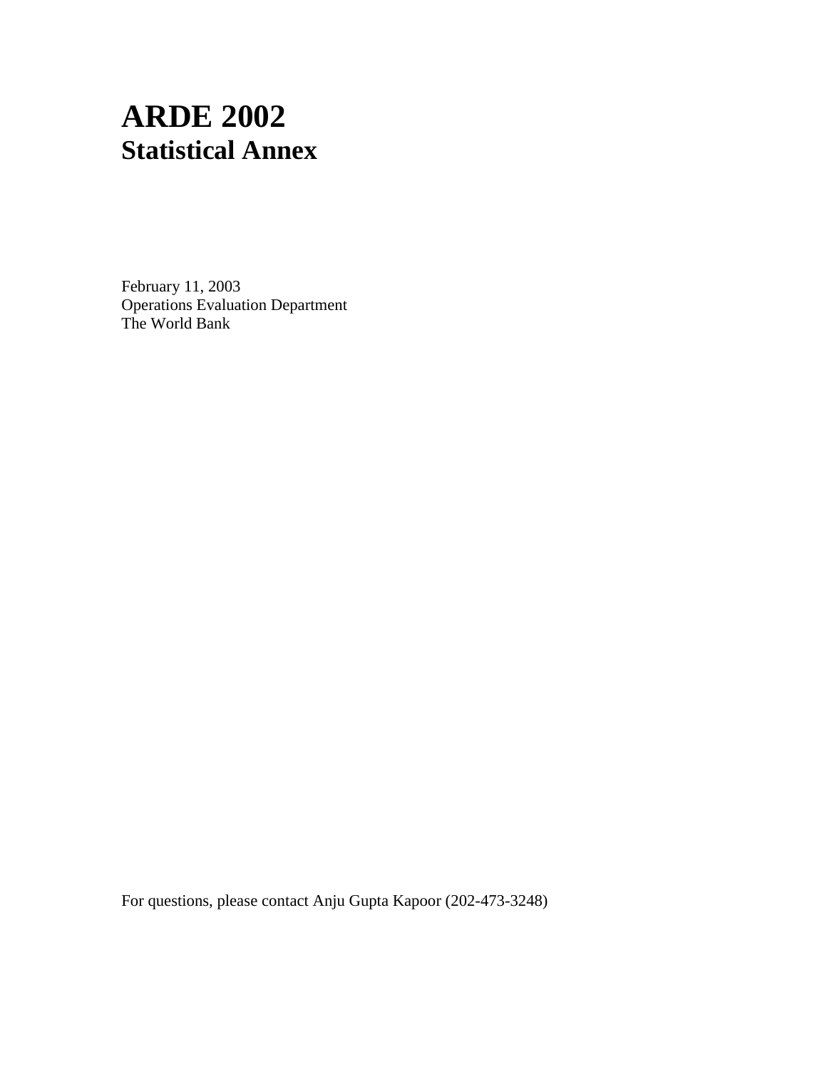# ARDE 2002
## Statistical Annex

February 11, 2003
Operations Evaluation Department
The World Bank

For questions, please contact Anju Gupta Kapoor (202-473-3248)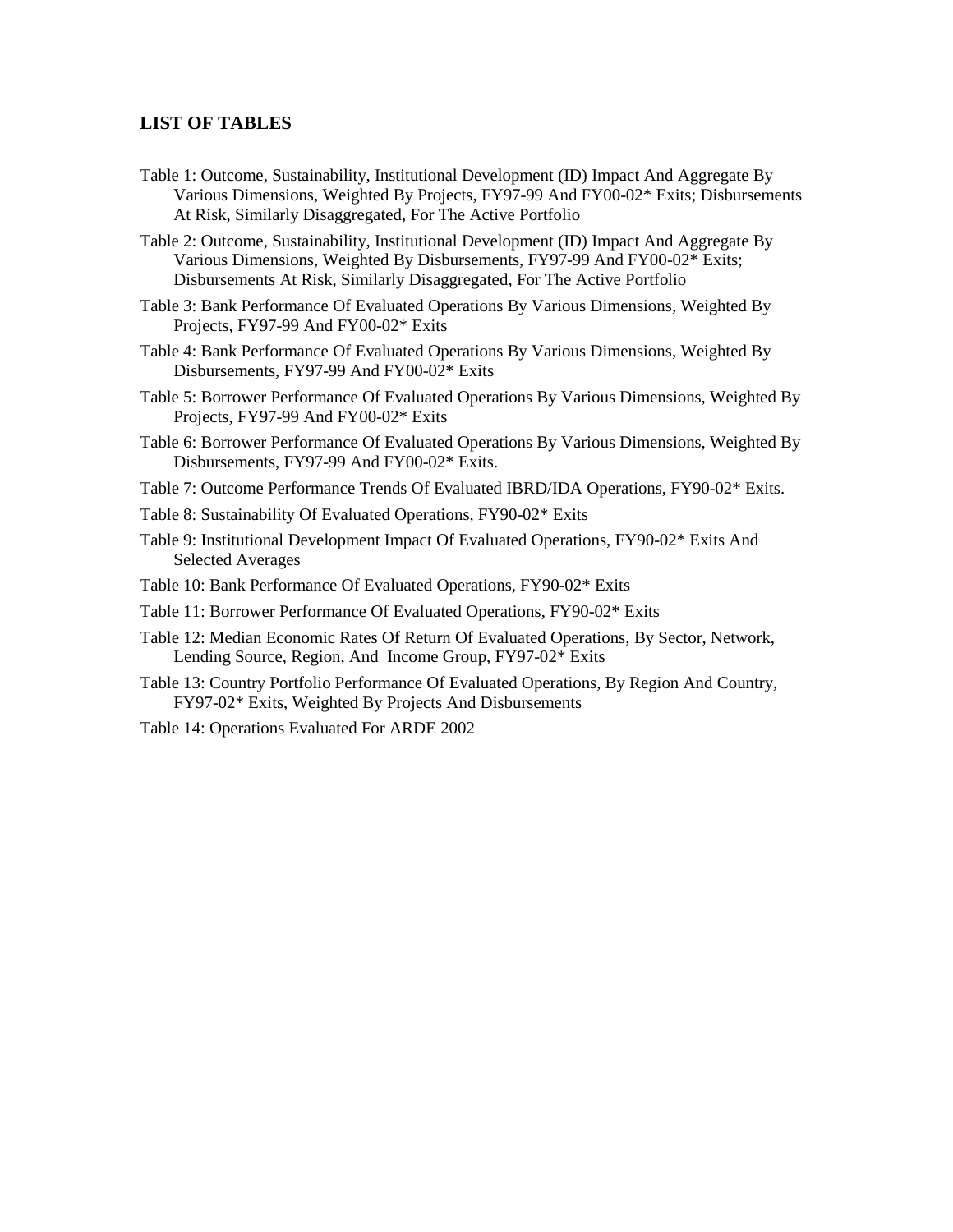## LIST OF TABLES

Table 1: Outcome, Sustainability, Institutional Development (ID) Impact And Aggregate By Various Dimensions, Weighted By Projects, FY97-99 And FY00-02* Exits; Disbursements At Risk, Similarly Disaggregated, For The Active Portfolio

Table 2: Outcome, Sustainability, Institutional Development (ID) Impact And Aggregate By Various Dimensions, Weighted By Disbursements, FY97-99 And FY00-02* Exits; Disbursements At Risk, Similarly Disaggregated, For The Active Portfolio

Table 3: Bank Performance Of Evaluated Operations By Various Dimensions, Weighted By Projects, FY97-99 And FY00-02* Exits

Table 4: Bank Performance Of Evaluated Operations By Various Dimensions, Weighted By Disbursements, FY97-99 And FY00-02* Exits

Table 5: Borrower Performance Of Evaluated Operations By Various Dimensions, Weighted By Projects, FY97-99 And FY00-02* Exits

Table 6: Borrower Performance Of Evaluated Operations By Various Dimensions, Weighted By Disbursements, FY97-99 And FY00-02* Exits.

Table 7: Outcome Performance Trends Of Evaluated IBRD/IDA Operations, FY90-02* Exits.

Table 8: Sustainability Of Evaluated Operations, FY90-02* Exits

Table 9: Institutional Development Impact Of Evaluated Operations, FY90-02* Exits And Selected Averages

Table 10: Bank Performance Of Evaluated Operations, FY90-02* Exits

Table 11: Borrower Performance Of Evaluated Operations, FY90-02* Exits

Table 12: Median Economic Rates Of Return Of Evaluated Operations, By Sector, Network, Lending Source, Region, And Income Group, FY97-02* Exits

Table 13: Country Portfolio Performance Of Evaluated Operations, By Region And Country, FY97-02* Exits, Weighted By Projects And Disbursements

Table 14: Operations Evaluated For ARDE 2002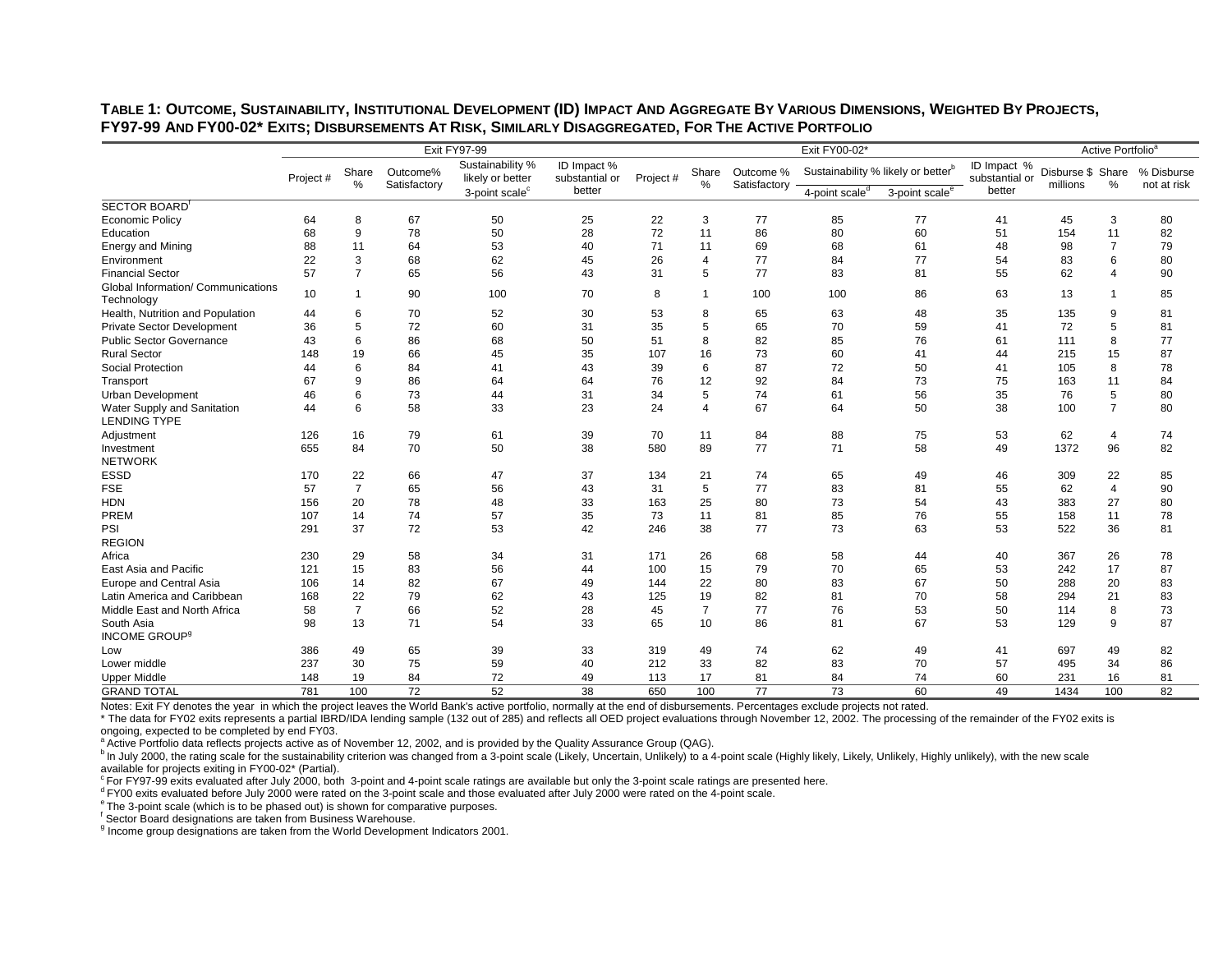**TABLE 1: OUTCOME, SUSTAINABILITY, INSTITUTIONAL DEVELOPMENT (ID) IMPACT AND AGGREGATE BY VARIOUS DIMENSIONS, WEIGHTED BY PROJECTS, FY97-99 AND FY00-02* EXITS; DISBURSEMENTS AT RISK, SIMILARLY DISAGGREGATED, FOR THE ACTIVE PORTFOLIO**

| | Exit FY97-99 | | | | | Exit FY00-02* | | | | | | Active Portfolio[a] | | |
|---|---|---|---|---|---|---|---|---|---|---|---|---|---|---|
| | Project # | Share % | Outcome% Satisfactory | Sustainability % likely or better 3-point scale[c] | ID Impact % substantial or better | Project # | Share % | Outcome % Satisfactory | Sustainability % likely or better[b] 4-point scale[d] | Sustainability % likely or better[b] 3-point scale[e] | ID Impact % substantial or better | Disburse $ millions | Share % | % Disburse not at risk |
| SECTOR BOARD[f] | | | | | | | | | | | | | | |
| Economic Policy | 64 | 8 | 67 | 50 | 25 | 22 | 3 | 77 | 85 | 77 | 41 | 45 | 3 | 80 |
| Education | 68 | 9 | 78 | 50 | 28 | 72 | 11 | 86 | 80 | 60 | 51 | 154 | 11 | 82 |
| Energy and Mining | 88 | 11 | 64 | 53 | 40 | 71 | 11 | 69 | 68 | 61 | 48 | 98 | 7 | 79 |
| Environment | 22 | 3 | 68 | 62 | 45 | 26 | 4 | 77 | 84 | 77 | 54 | 83 | 6 | 80 |
| Financial Sector | 57 | 7 | 65 | 56 | 43 | 31 | 5 | 77 | 83 | 81 | 55 | 62 | 4 | 90 |
| Global Information/ Communications Technology | 10 | 1 | 90 | 100 | 70 | 8 | 1 | 100 | 100 | 86 | 63 | 13 | 1 | 85 |
| Health, Nutrition and Population | 44 | 6 | 70 | 52 | 30 | 53 | 8 | 65 | 63 | 48 | 35 | 135 | 9 | 81 |
| Private Sector Development | 36 | 5 | 72 | 60 | 31 | 35 | 5 | 65 | 70 | 59 | 41 | 72 | 5 | 81 |
| Public Sector Governance | 43 | 6 | 86 | 68 | 50 | 51 | 8 | 82 | 85 | 76 | 61 | 111 | 8 | 77 |
| Rural Sector | 148 | 19 | 66 | 45 | 35 | 107 | 16 | 73 | 60 | 41 | 44 | 215 | 15 | 87 |
| Social Protection | 44 | 6 | 84 | 41 | 43 | 39 | 6 | 87 | 72 | 50 | 41 | 105 | 8 | 78 |
| Transport | 67 | 9 | 86 | 64 | 64 | 76 | 12 | 92 | 84 | 73 | 75 | 163 | 11 | 84 |
| Urban Development | 46 | 6 | 73 | 44 | 31 | 34 | 5 | 74 | 61 | 56 | 35 | 76 | 5 | 80 |
| Water Supply and Sanitation | 44 | 6 | 58 | 33 | 23 | 24 | 4 | 67 | 64 | 50 | 38 | 100 | 7 | 80 |
| LENDING TYPE | | | | | | | | | | | | | | |
| Adjustment | 126 | 16 | 79 | 61 | 39 | 70 | 11 | 84 | 88 | 75 | 53 | 62 | 4 | 74 |
| Investment | 655 | 84 | 70 | 50 | 38 | 580 | 89 | 77 | 71 | 58 | 49 | 1372 | 96 | 82 |
| NETWORK | | | | | | | | | | | | | | |
| ESSD | 170 | 22 | 66 | 47 | 37 | 134 | 21 | 74 | 65 | 49 | 46 | 309 | 22 | 85 |
| FSE | 57 | 7 | 65 | 56 | 43 | 31 | 5 | 77 | 83 | 81 | 55 | 62 | 4 | 90 |
| HDN | 156 | 20 | 78 | 48 | 33 | 163 | 25 | 80 | 73 | 54 | 43 | 383 | 27 | 80 |
| PREM | 107 | 14 | 74 | 57 | 35 | 73 | 11 | 81 | 85 | 76 | 55 | 158 | 11 | 78 |
| PSI | 291 | 37 | 72 | 53 | 42 | 246 | 38 | 77 | 73 | 63 | 53 | 522 | 36 | 81 |
| REGION | | | | | | | | | | | | | | |
| Africa | 230 | 29 | 58 | 34 | 31 | 171 | 26 | 68 | 58 | 44 | 40 | 367 | 26 | 78 |
| East Asia and Pacific | 121 | 15 | 83 | 56 | 44 | 100 | 15 | 79 | 70 | 65 | 53 | 242 | 17 | 87 |
| Europe and Central Asia | 106 | 14 | 82 | 67 | 49 | 144 | 22 | 80 | 83 | 67 | 50 | 288 | 20 | 83 |
| Latin America and Caribbean | 168 | 22 | 79 | 62 | 43 | 125 | 19 | 82 | 81 | 70 | 58 | 294 | 21 | 83 |
| Middle East and North Africa | 58 | 7 | 66 | 52 | 28 | 45 | 7 | 77 | 76 | 53 | 50 | 114 | 8 | 73 |
| South Asia | 98 | 13 | 71 | 54 | 33 | 65 | 10 | 86 | 81 | 67 | 53 | 129 | 9 | 87 |
| INCOME GROUP[g] | | | | | | | | | | | | | | |
| Low | 386 | 49 | 65 | 39 | 33 | 319 | 49 | 74 | 62 | 49 | 41 | 697 | 49 | 82 |
| Lower middle | 237 | 30 | 75 | 59 | 40 | 212 | 33 | 82 | 83 | 70 | 57 | 495 | 34 | 86 |
| Upper Middle | 148 | 19 | 84 | 72 | 49 | 113 | 17 | 81 | 84 | 74 | 60 | 231 | 16 | 81 |
| GRAND TOTAL | 781 | 100 | 72 | 52 | 38 | 650 | 100 | 77 | 73 | 60 | 49 | 1434 | 100 | 82 |

Notes: Exit FY denotes the year in which the project leaves the World Bank's active portfolio, normally at the end of disbursements. Percentages exclude projects not rated.

\* The data for FY02 exits represents a partial IBRD/IDA lending sample (132 out of 285) and reflects all OED project evaluations through November 12, 2002. The processing of the remainder of the FY02 exits is ongoing, expected to be completed by end FY03.

[a] Active Portfolio data reflects projects active as of November 12, 2002, and is provided by the Quality Assurance Group (QAG).

[b] In July 2000, the rating scale for the sustainability criterion was changed from a 3-point scale (Likely, Uncertain, Unlikely) to a 4-point scale (Highly likely, Likely, Unlikely, Highly unlikely), with the new scale available for projects exiting in FY00-02* (Partial).

[c] For FY97-99 exits evaluated after July 2000, both 3-point and 4-point scale ratings are available but only the 3-point scale ratings are presented here.

[d] FY00 exits evaluated before July 2000 were rated on the 3-point scale and those evaluated after July 2000 were rated on the 4-point scale.

[e] The 3-point scale (which is to be phased out) is shown for comparative purposes.

[f] Sector Board designations are taken from Business Warehouse.

[g] Income group designations are taken from the World Development Indicators 2001.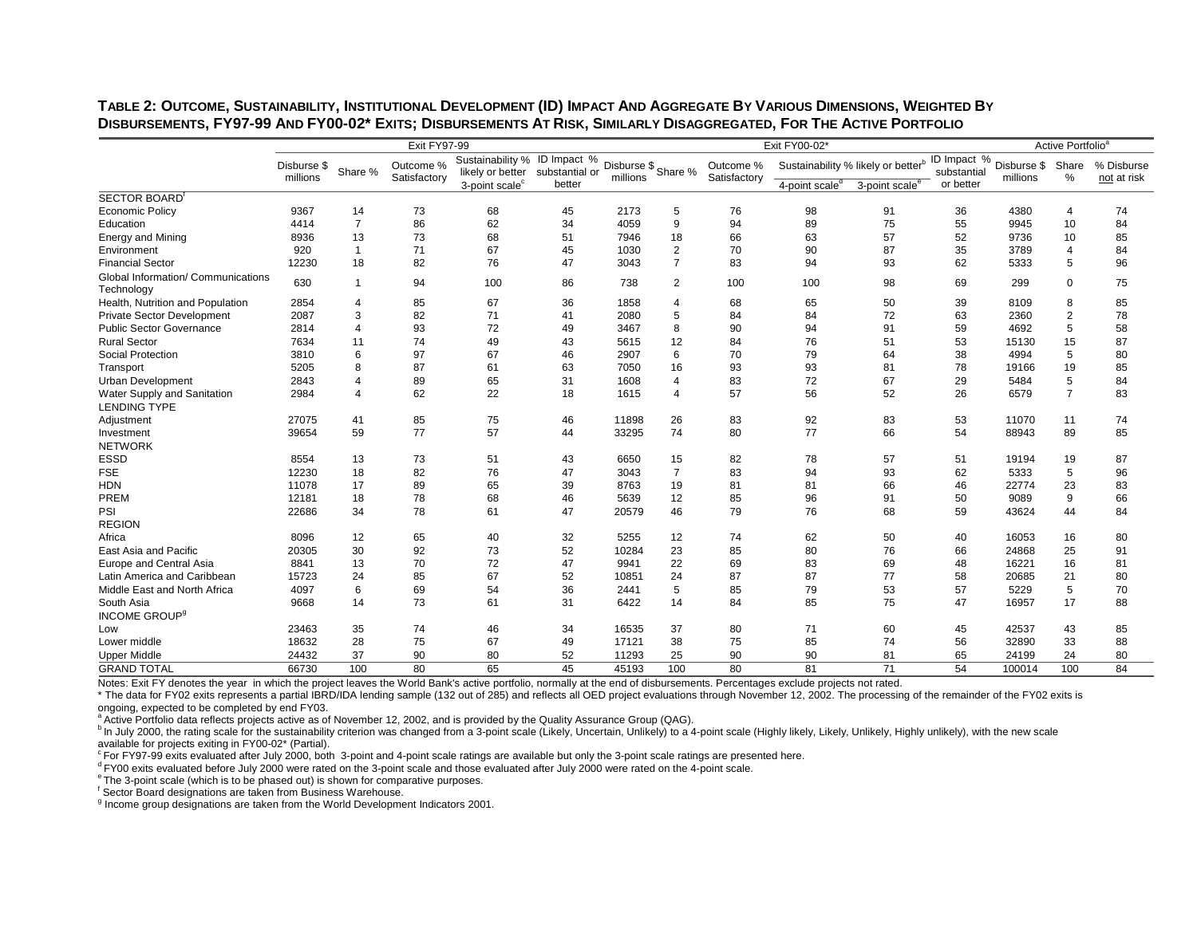**TABLE 2: OUTCOME, SUSTAINABILITY, INSTITUTIONAL DEVELOPMENT (ID) IMPACT AND AGGREGATE BY VARIOUS DIMENSIONS, WEIGHTED BY DISBURSEMENTS, FY97-99 AND FY00-02\* EXITS; DISBURSEMENTS AT RISK, SIMILARLY DISAGGREGATED, FOR THE ACTIVE PORTFOLIO**

| | Exit FY97-99 | | | | | Exit FY00-02* | | | | | | Active Portfolio[a] | | |
|---|---|---|---|---|---|---|---|---|---|---|---|---|---|---|
| | Disburse $ millions | Share % | Outcome % Satisfactory | Sustainability % likely or better 3-point scale[c] | ID Impact % substantial or better | Disburse $ millions | Share % | Outcome % Satisfactory | Sustainability % likely or better[b] 4-point scale[d] | Sustainability % likely or better[b] 3-point scale[e] | ID Impact % substantial or better | Disburse $ millions | Share % | % Disburse not at risk |
| SECTOR BOARD[f] | | | | | | | | | | | | | | |
| Economic Policy | 9367 | 14 | 73 | 68 | 45 | 2173 | 5 | 76 | 98 | 91 | 36 | 4380 | 4 | 74 |
| Education | 4414 | 7 | 86 | 62 | 34 | 4059 | 9 | 94 | 89 | 75 | 55 | 9945 | 10 | 84 |
| Energy and Mining | 8936 | 13 | 73 | 68 | 51 | 7946 | 18 | 66 | 63 | 57 | 52 | 9736 | 10 | 85 |
| Environment | 920 | 1 | 71 | 67 | 45 | 1030 | 2 | 70 | 90 | 87 | 35 | 3789 | 4 | 84 |
| Financial Sector | 12230 | 18 | 82 | 76 | 47 | 3043 | 7 | 83 | 94 | 93 | 62 | 5333 | 5 | 96 |
| Global Information/ Communications Technology | 630 | 1 | 94 | 100 | 86 | 738 | 2 | 100 | 100 | 98 | 69 | 299 | 0 | 75 |
| Health, Nutrition and Population | 2854 | 4 | 85 | 67 | 36 | 1858 | 4 | 68 | 65 | 50 | 39 | 8109 | 8 | 85 |
| Private Sector Development | 2087 | 3 | 82 | 71 | 41 | 2080 | 5 | 84 | 84 | 72 | 63 | 2360 | 2 | 78 |
| Public Sector Governance | 2814 | 4 | 93 | 72 | 49 | 3467 | 8 | 90 | 94 | 91 | 59 | 4692 | 5 | 58 |
| Rural Sector | 7634 | 11 | 74 | 49 | 43 | 5615 | 12 | 84 | 76 | 51 | 53 | 15130 | 15 | 87 |
| Social Protection | 3810 | 6 | 97 | 67 | 46 | 2907 | 6 | 70 | 79 | 64 | 38 | 4994 | 5 | 80 |
| Transport | 5205 | 8 | 87 | 61 | 63 | 7050 | 16 | 93 | 93 | 81 | 78 | 19166 | 19 | 85 |
| Urban Development | 2843 | 4 | 89 | 65 | 31 | 1608 | 4 | 83 | 72 | 67 | 29 | 5484 | 5 | 84 |
| Water Supply and Sanitation | 2984 | 4 | 62 | 22 | 18 | 1615 | 4 | 57 | 56 | 52 | 26 | 6579 | 7 | 83 |
| LENDING TYPE | | | | | | | | | | | | | | |
| Adjustment | 27075 | 41 | 85 | 75 | 46 | 11898 | 26 | 83 | 92 | 83 | 53 | 11070 | 11 | 74 |
| Investment | 39654 | 59 | 77 | 57 | 44 | 33295 | 74 | 80 | 77 | 66 | 54 | 88943 | 89 | 85 |
| NETWORK | | | | | | | | | | | | | | |
| ESSD | 8554 | 13 | 73 | 51 | 43 | 6650 | 15 | 82 | 78 | 57 | 51 | 19194 | 19 | 87 |
| FSE | 12230 | 18 | 82 | 76 | 47 | 3043 | 7 | 83 | 94 | 93 | 62 | 5333 | 5 | 96 |
| HDN | 11078 | 17 | 89 | 65 | 39 | 8763 | 19 | 81 | 81 | 66 | 46 | 22774 | 23 | 83 |
| PREM | 12181 | 18 | 78 | 68 | 46 | 5639 | 12 | 85 | 96 | 91 | 50 | 9089 | 9 | 66 |
| PSI | 22686 | 34 | 78 | 61 | 47 | 20579 | 46 | 79 | 76 | 68 | 59 | 43624 | 44 | 84 |
| REGION | | | | | | | | | | | | | | |
| Africa | 8096 | 12 | 65 | 40 | 32 | 5255 | 12 | 74 | 62 | 50 | 40 | 16053 | 16 | 80 |
| East Asia and Pacific | 20305 | 30 | 92 | 73 | 52 | 10284 | 23 | 85 | 80 | 76 | 66 | 24868 | 25 | 91 |
| Europe and Central Asia | 8841 | 13 | 70 | 72 | 47 | 9941 | 22 | 69 | 83 | 69 | 48 | 16221 | 16 | 81 |
| Latin America and Caribbean | 15723 | 24 | 85 | 67 | 52 | 10851 | 24 | 87 | 87 | 77 | 58 | 20685 | 21 | 80 |
| Middle East and North Africa | 4097 | 6 | 69 | 54 | 36 | 2441 | 5 | 85 | 79 | 53 | 57 | 5229 | 5 | 70 |
| South Asia | 9668 | 14 | 73 | 61 | 31 | 6422 | 14 | 84 | 85 | 75 | 47 | 16957 | 17 | 88 |
| INCOME GROUP[g] | | | | | | | | | | | | | | |
| Low | 23463 | 35 | 74 | 46 | 34 | 16535 | 37 | 80 | 71 | 60 | 45 | 42537 | 43 | 85 |
| Lower middle | 18632 | 28 | 75 | 67 | 49 | 17121 | 38 | 75 | 85 | 74 | 56 | 32890 | 33 | 88 |
| Upper Middle | 24432 | 37 | 90 | 80 | 52 | 11293 | 25 | 90 | 90 | 81 | 65 | 24199 | 24 | 80 |
| GRAND TOTAL | 66730 | 100 | 80 | 65 | 45 | 45193 | 100 | 80 | 81 | 71 | 54 | 100014 | 100 | 84 |

Notes: Exit FY denotes the year in which the project leaves the World Bank's active portfolio, normally at the end of disbursements. Percentages exclude projects not rated.

\* The data for FY02 exits represents a partial IBRD/IDA lending sample (132 out of 285) and reflects all OED project evaluations through November 12, 2002. The processing of the remainder of the FY02 exits is ongoing, expected to be completed by end FY03.

[a] Active Portfolio data reflects projects active as of November 12, 2002, and is provided by the Quality Assurance Group (QAG).

[b] In July 2000, the rating scale for the sustainability criterion was changed from a 3-point scale (Likely, Uncertain, Unlikely) to a 4-point scale (Highly likely, Likely, Unlikely, Highly unlikely), with the new scale available for projects exiting in FY00-02* (Partial).

[c] For FY97-99 exits evaluated after July 2000, both 3-point and 4-point scale ratings are available but only the 3-point scale ratings are presented here.

[d] FY00 exits evaluated before July 2000 were rated on the 3-point scale and those evaluated after July 2000 were rated on the 4-point scale.

[e] The 3-point scale (which is to be phased out) is shown for comparative purposes.

[f] Sector Board designations are taken from Business Warehouse.

[g] Income group designations are taken from the World Development Indicators 2001.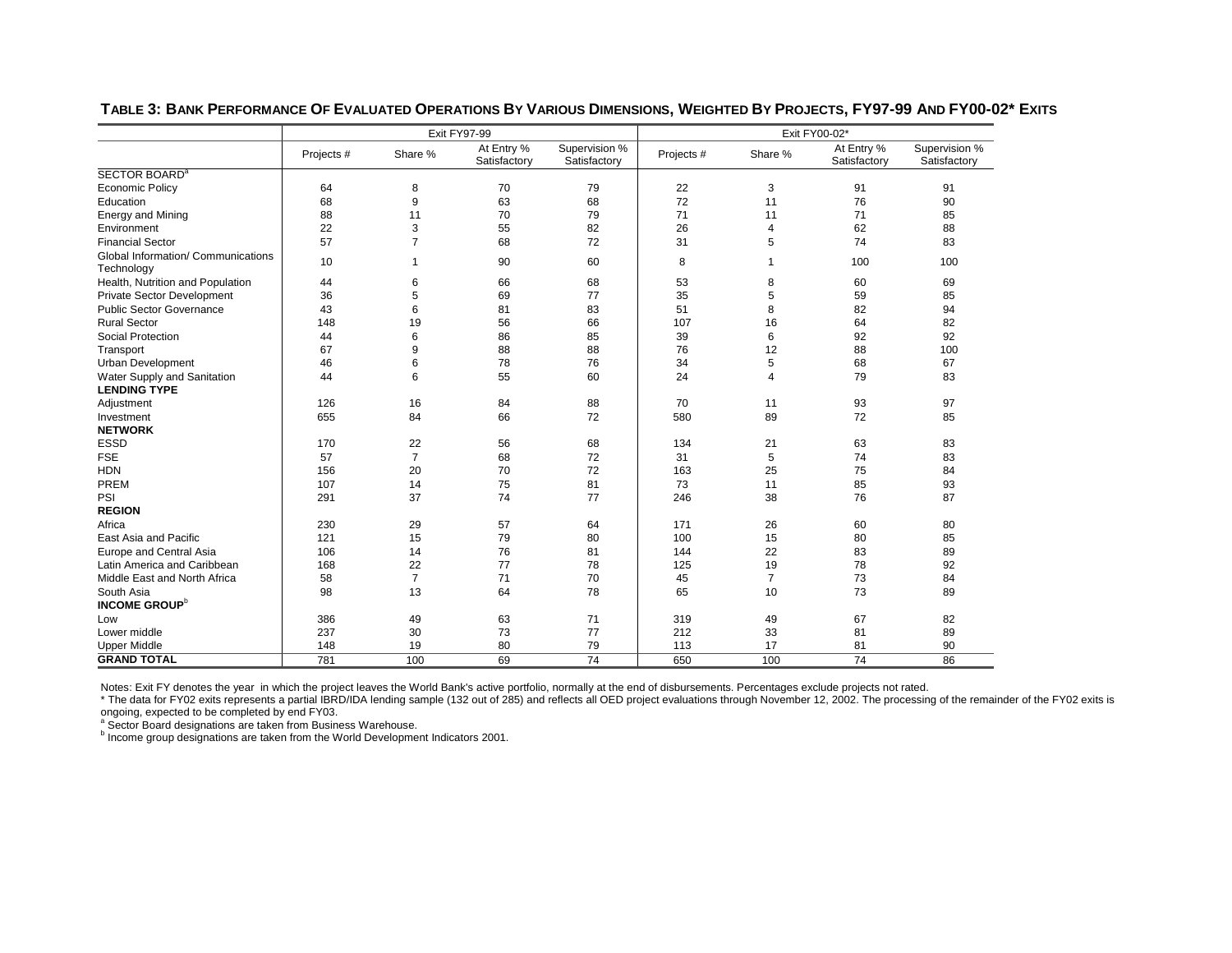### TABLE 3: BANK PERFORMANCE OF EVALUATED OPERATIONS BY VARIOUS DIMENSIONS, WEIGHTED BY PROJECTS, FY97-99 AND FY00-02* EXITS

| | Exit FY97-99 | | | | Exit FY00-02* | | | |
|---|---|---|---|---|---|---|---|---|
| | Projects # | Share % | At Entry % Satisfactory | Supervision % Satisfactory | Projects # | Share % | At Entry % Satisfactory | Supervision % Satisfactory |
| SECTOR BOARD[a] | | | | | | | | |
| Economic Policy | 64 | 8 | 70 | 79 | 22 | 3 | 91 | 91 |
| Education | 68 | 9 | 63 | 68 | 72 | 11 | 76 | 90 |
| Energy and Mining | 88 | 11 | 70 | 79 | 71 | 11 | 71 | 85 |
| Environment | 22 | 3 | 55 | 82 | 26 | 4 | 62 | 88 |
| Financial Sector | 57 | 7 | 68 | 72 | 31 | 5 | 74 | 83 |
| Global Information/ Communications Technology | 10 | 1 | 90 | 60 | 8 | 1 | 100 | 100 |
| Health, Nutrition and Population | 44 | 6 | 66 | 68 | 53 | 8 | 60 | 69 |
| Private Sector Development | 36 | 5 | 69 | 77 | 35 | 5 | 59 | 85 |
| Public Sector Governance | 43 | 6 | 81 | 83 | 51 | 8 | 82 | 94 |
| Rural Sector | 148 | 19 | 56 | 66 | 107 | 16 | 64 | 82 |
| Social Protection | 44 | 6 | 86 | 85 | 39 | 6 | 92 | 92 |
| Transport | 67 | 9 | 88 | 88 | 76 | 12 | 88 | 100 |
| Urban Development | 46 | 6 | 78 | 76 | 34 | 5 | 68 | 67 |
| Water Supply and Sanitation | 44 | 6 | 55 | 60 | 24 | 4 | 79 | 83 |
| **LENDING TYPE** | | | | | | | | |
| Adjustment | 126 | 16 | 84 | 88 | 70 | 11 | 93 | 97 |
| Investment | 655 | 84 | 66 | 72 | 580 | 89 | 72 | 85 |
| **NETWORK** | | | | | | | | |
| ESSD | 170 | 22 | 56 | 68 | 134 | 21 | 63 | 83 |
| FSE | 57 | 7 | 68 | 72 | 31 | 5 | 74 | 83 |
| HDN | 156 | 20 | 70 | 72 | 163 | 25 | 75 | 84 |
| PREM | 107 | 14 | 75 | 81 | 73 | 11 | 85 | 93 |
| PSI | 291 | 37 | 74 | 77 | 246 | 38 | 76 | 87 |
| **REGION** | | | | | | | | |
| Africa | 230 | 29 | 57 | 64 | 171 | 26 | 60 | 80 |
| East Asia and Pacific | 121 | 15 | 79 | 80 | 100 | 15 | 80 | 85 |
| Europe and Central Asia | 106 | 14 | 76 | 81 | 144 | 22 | 83 | 89 |
| Latin America and Caribbean | 168 | 22 | 77 | 78 | 125 | 19 | 78 | 92 |
| Middle East and North Africa | 58 | 7 | 71 | 70 | 45 | 7 | 73 | 84 |
| South Asia | 98 | 13 | 64 | 78 | 65 | 10 | 73 | 89 |
| **INCOME GROUP**[b] | | | | | | | | |
| Low | 386 | 49 | 63 | 71 | 319 | 49 | 67 | 82 |
| Lower middle | 237 | 30 | 73 | 77 | 212 | 33 | 81 | 89 |
| Upper Middle | 148 | 19 | 80 | 79 | 113 | 17 | 81 | 90 |
| **GRAND TOTAL** | 781 | 100 | 69 | 74 | 650 | 100 | 74 | 86 |

Notes: Exit FY denotes the year in which the project leaves the World Bank's active portfolio, normally at the end of disbursements. Percentages exclude projects not rated.

* The data for FY02 exits represents a partial IBRD/IDA lending sample (132 out of 285) and reflects all OED project evaluations through November 12, 2002. The processing of the remainder of the FY02 exits is ongoing, expected to be completed by end FY03.

[a] Sector Board designations are taken from Business Warehouse.

[b] Income group designations are taken from the World Development Indicators 2001.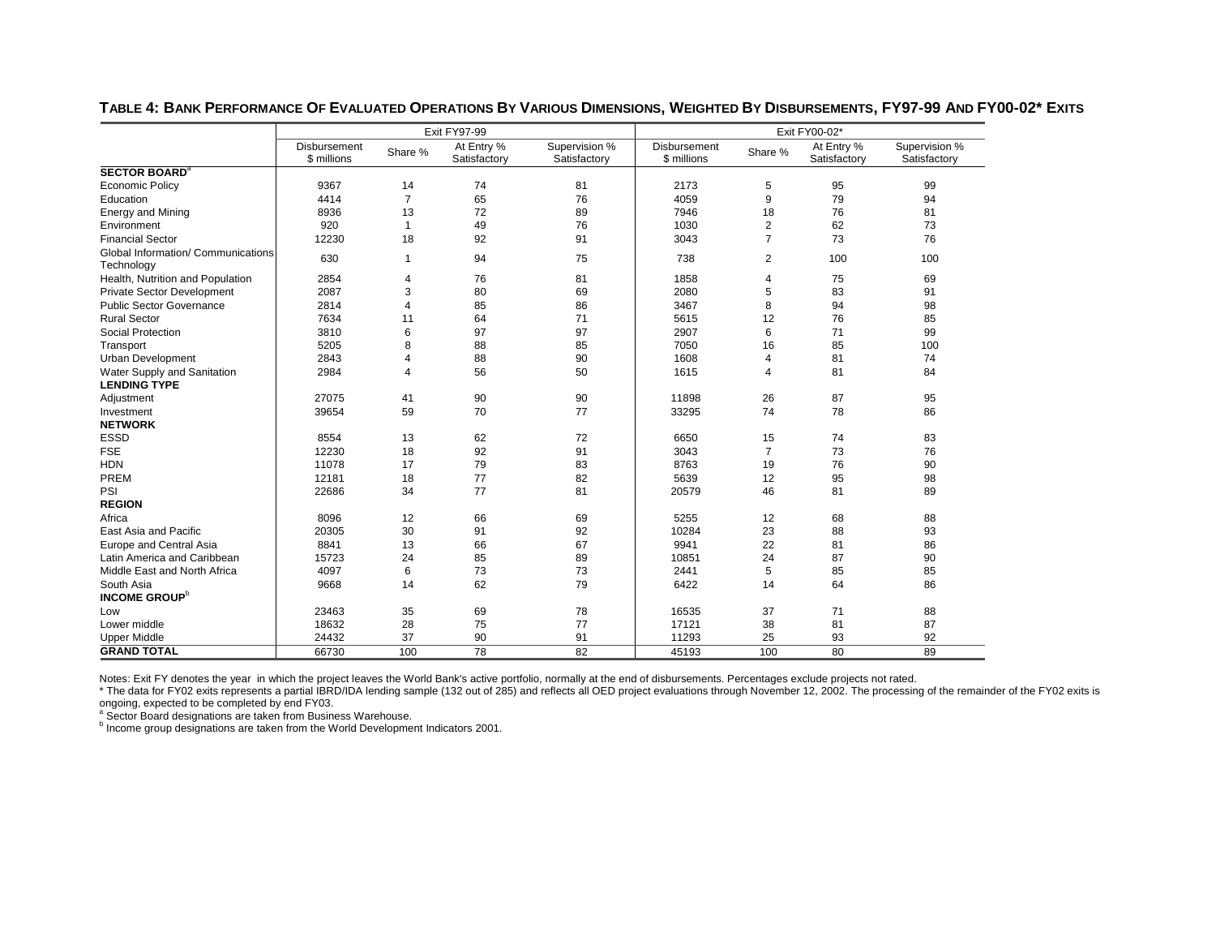**TABLE 4: BANK PERFORMANCE OF EVALUATED OPERATIONS BY VARIOUS DIMENSIONS, WEIGHTED BY DISBURSEMENTS, FY97-99 AND FY00-02* EXITS**

| | Exit FY97-99 | | | | Exit FY00-02* | | | |
|---|---|---|---|---|---|---|---|---|
| | Disbursement $ millions | Share % | At Entry % Satisfactory | Supervision % Satisfactory | Disbursement $ millions | Share % | At Entry % Satisfactory | Supervision % Satisfactory |
| **SECTOR BOARD**[a] | | | | | | | | |
| Economic Policy | 9367 | 14 | 74 | 81 | 2173 | 5 | 95 | 99 |
| Education | 4414 | 7 | 65 | 76 | 4059 | 9 | 79 | 94 |
| Energy and Mining | 8936 | 13 | 72 | 89 | 7946 | 18 | 76 | 81 |
| Environment | 920 | 1 | 49 | 76 | 1030 | 2 | 62 | 73 |
| Financial Sector | 12230 | 18 | 92 | 91 | 3043 | 7 | 73 | 76 |
| Global Information/ Communications Technology | 630 | 1 | 94 | 75 | 738 | 2 | 100 | 100 |
| Health, Nutrition and Population | 2854 | 4 | 76 | 81 | 1858 | 4 | 75 | 69 |
| Private Sector Development | 2087 | 3 | 80 | 69 | 2080 | 5 | 83 | 91 |
| Public Sector Governance | 2814 | 4 | 85 | 86 | 3467 | 8 | 94 | 98 |
| Rural Sector | 7634 | 11 | 64 | 71 | 5615 | 12 | 76 | 85 |
| Social Protection | 3810 | 6 | 97 | 97 | 2907 | 6 | 71 | 99 |
| Transport | 5205 | 8 | 88 | 85 | 7050 | 16 | 85 | 100 |
| Urban Development | 2843 | 4 | 88 | 90 | 1608 | 4 | 81 | 74 |
| Water Supply and Sanitation | 2984 | 4 | 56 | 50 | 1615 | 4 | 81 | 84 |
| **LENDING TYPE** | | | | | | | | |
| Adjustment | 27075 | 41 | 90 | 90 | 11898 | 26 | 87 | 95 |
| Investment | 39654 | 59 | 70 | 77 | 33295 | 74 | 78 | 86 |
| **NETWORK** | | | | | | | | |
| ESSD | 8554 | 13 | 62 | 72 | 6650 | 15 | 74 | 83 |
| FSE | 12230 | 18 | 92 | 91 | 3043 | 7 | 73 | 76 |
| HDN | 11078 | 17 | 79 | 83 | 8763 | 19 | 76 | 90 |
| PREM | 12181 | 18 | 77 | 82 | 5639 | 12 | 95 | 98 |
| PSI | 22686 | 34 | 77 | 81 | 20579 | 46 | 81 | 89 |
| **REGION** | | | | | | | | |
| Africa | 8096 | 12 | 66 | 69 | 5255 | 12 | 68 | 88 |
| East Asia and Pacific | 20305 | 30 | 91 | 92 | 10284 | 23 | 88 | 93 |
| Europe and Central Asia | 8841 | 13 | 66 | 67 | 9941 | 22 | 81 | 86 |
| Latin America and Caribbean | 15723 | 24 | 85 | 89 | 10851 | 24 | 87 | 90 |
| Middle East and North Africa | 4097 | 6 | 73 | 73 | 2441 | 5 | 85 | 85 |
| South Asia | 9668 | 14 | 62 | 79 | 6422 | 14 | 64 | 86 |
| **INCOME GROUP**[b] | | | | | | | | |
| Low | 23463 | 35 | 69 | 78 | 16535 | 37 | 71 | 88 |
| Lower middle | 18632 | 28 | 75 | 77 | 17121 | 38 | 81 | 87 |
| Upper Middle | 24432 | 37 | 90 | 91 | 11293 | 25 | 93 | 92 |
| **GRAND TOTAL** | 66730 | 100 | 78 | 82 | 45193 | 100 | 80 | 89 |

Notes: Exit FY denotes the year in which the project leaves the World Bank's active portfolio, normally at the end of disbursements. Percentages exclude projects not rated.

* The data for FY02 exits represents a partial IBRD/IDA lending sample (132 out of 285) and reflects all OED project evaluations through November 12, 2002. The processing of the remainder of the FY02 exits is ongoing, expected to be completed by end FY03.

[a] Sector Board designations are taken from Business Warehouse.

[b] Income group designations are taken from the World Development Indicators 2001.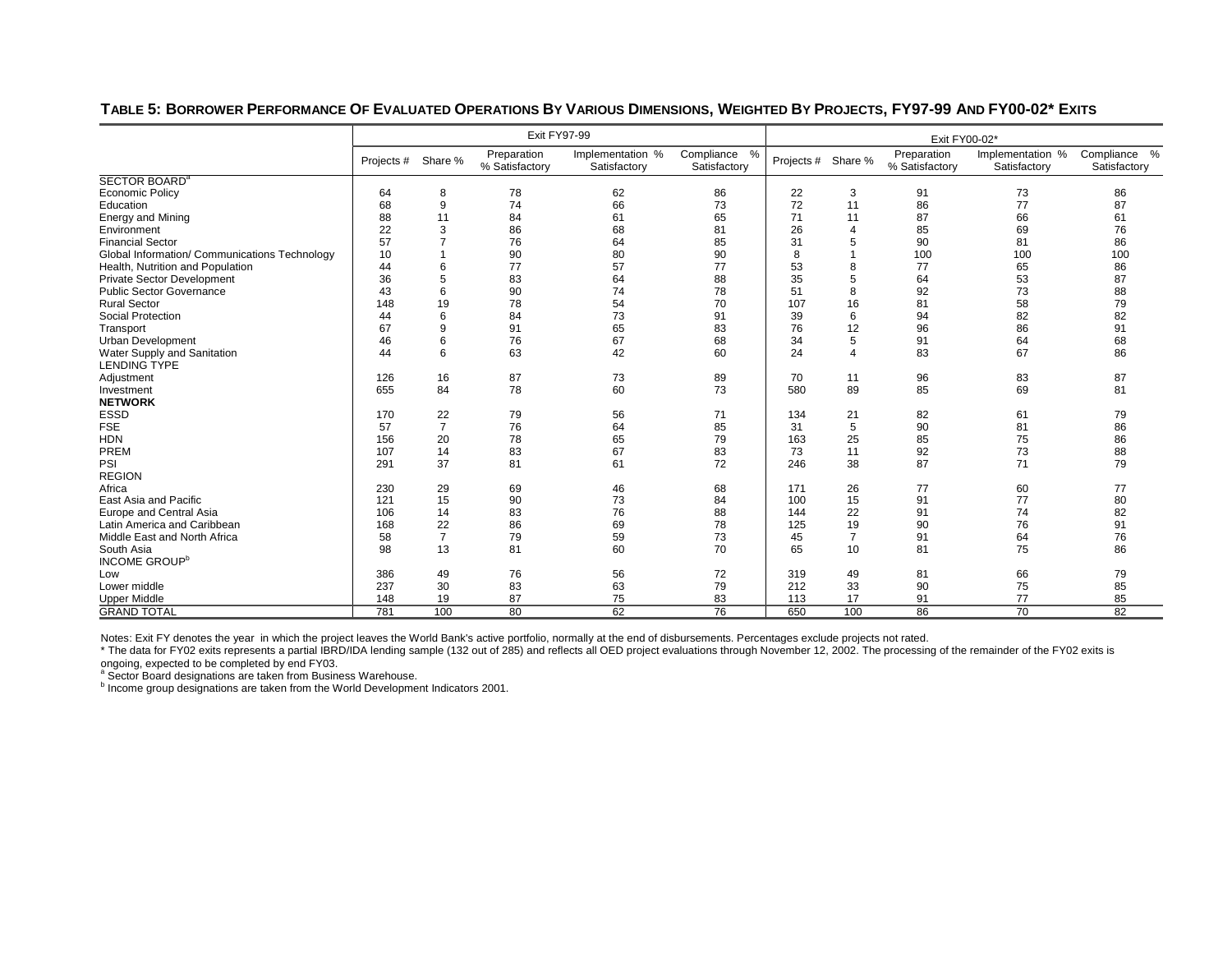### TABLE 5: BORROWER PERFORMANCE OF EVALUATED OPERATIONS BY VARIOUS DIMENSIONS, WEIGHTED BY PROJECTS, FY97-99 AND FY00-02* EXITS

| | Exit FY97-99 | | | | | Exit FY00-02* | | | | |
|---|---|---|---|---|---|---|---|---|---|---|
| | Projects # | Share % | Preparation % Satisfactory | Implementation % Satisfactory | Compliance % Satisfactory | Projects # | Share % | Preparation % Satisfactory | Implementation % Satisfactory | Compliance % Satisfactory |
| SECTOR BOARD[a] | | | | | | | | | | |
| Economic Policy | 64 | 8 | 78 | 62 | 86 | 22 | 3 | 91 | 73 | 86 |
| Education | 68 | 9 | 74 | 66 | 73 | 72 | 11 | 86 | 77 | 87 |
| Energy and Mining | 88 | 11 | 84 | 61 | 65 | 71 | 11 | 87 | 66 | 61 |
| Environment | 22 | 3 | 86 | 68 | 81 | 26 | 4 | 85 | 69 | 76 |
| Financial Sector | 57 | 7 | 76 | 64 | 85 | 31 | 5 | 90 | 81 | 86 |
| Global Information/ Communications Technology | 10 | 1 | 90 | 80 | 90 | 8 | 1 | 100 | 100 | 100 |
| Health, Nutrition and Population | 44 | 6 | 77 | 57 | 77 | 53 | 8 | 77 | 65 | 86 |
| Private Sector Development | 36 | 5 | 83 | 64 | 88 | 35 | 5 | 64 | 53 | 87 |
| Public Sector Governance | 43 | 6 | 90 | 74 | 78 | 51 | 8 | 92 | 73 | 88 |
| Rural Sector | 148 | 19 | 78 | 54 | 70 | 107 | 16 | 81 | 58 | 79 |
| Social Protection | 44 | 6 | 84 | 73 | 91 | 39 | 6 | 94 | 82 | 82 |
| Transport | 67 | 9 | 91 | 65 | 83 | 76 | 12 | 96 | 86 | 91 |
| Urban Development | 46 | 6 | 76 | 67 | 68 | 34 | 5 | 91 | 64 | 68 |
| Water Supply and Sanitation | 44 | 6 | 63 | 42 | 60 | 24 | 4 | 83 | 67 | 86 |
| LENDING TYPE | | | | | | | | | | |
| Adjustment | 126 | 16 | 87 | 73 | 89 | 70 | 11 | 96 | 83 | 87 |
| Investment | 655 | 84 | 78 | 60 | 73 | 580 | 89 | 85 | 69 | 81 |
| **NETWORK** | | | | | | | | | | |
| ESSD | 170 | 22 | 79 | 56 | 71 | 134 | 21 | 82 | 61 | 79 |
| FSE | 57 | 7 | 76 | 64 | 85 | 31 | 5 | 90 | 81 | 86 |
| HDN | 156 | 20 | 78 | 65 | 79 | 163 | 25 | 85 | 75 | 86 |
| PREM | 107 | 14 | 83 | 67 | 83 | 73 | 11 | 92 | 73 | 88 |
| PSI | 291 | 37 | 81 | 61 | 72 | 246 | 38 | 87 | 71 | 79 |
| REGION | | | | | | | | | | |
| Africa | 230 | 29 | 69 | 46 | 68 | 171 | 26 | 77 | 60 | 77 |
| East Asia and Pacific | 121 | 15 | 90 | 73 | 84 | 100 | 15 | 91 | 77 | 80 |
| Europe and Central Asia | 106 | 14 | 83 | 76 | 88 | 144 | 22 | 91 | 74 | 82 |
| Latin America and Caribbean | 168 | 22 | 86 | 69 | 78 | 125 | 19 | 90 | 76 | 91 |
| Middle East and North Africa | 58 | 7 | 79 | 59 | 73 | 45 | 7 | 91 | 64 | 76 |
| South Asia | 98 | 13 | 81 | 60 | 70 | 65 | 10 | 81 | 75 | 86 |
| INCOME GROUP[b] | | | | | | | | | | |
| Low | 386 | 49 | 76 | 56 | 72 | 319 | 49 | 81 | 66 | 79 |
| Lower middle | 237 | 30 | 83 | 63 | 79 | 212 | 33 | 90 | 75 | 85 |
| Upper Middle | 148 | 19 | 87 | 75 | 83 | 113 | 17 | 91 | 77 | 85 |
| GRAND TOTAL | 781 | 100 | 80 | 62 | 76 | 650 | 100 | 86 | 70 | 82 |

Notes: Exit FY denotes the year in which the project leaves the World Bank's active portfolio, normally at the end of disbursements. Percentages exclude projects not rated.

* The data for FY02 exits represents a partial IBRD/IDA lending sample (132 out of 285) and reflects all OED project evaluations through November 12, 2002. The processing of the remainder of the FY02 exits is ongoing, expected to be completed by end FY03.

[a] Sector Board designations are taken from Business Warehouse.

[b] Income group designations are taken from the World Development Indicators 2001.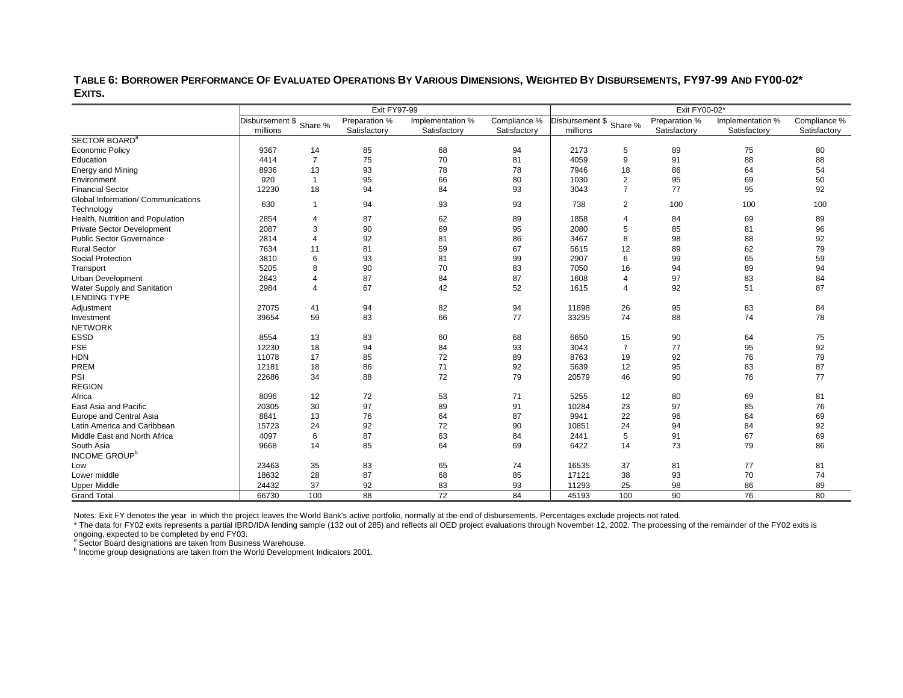# TABLE 6: BORROWER PERFORMANCE OF EVALUATED OPERATIONS BY VARIOUS DIMENSIONS, WEIGHTED BY DISBURSEMENTS, FY97-99 AND FY00-02* EXITS.

| | Exit FY97-99 | | | | | Exit FY00-02* | | | | |
|---|---|---|---|---|---|---|---|---|---|---|
| | Disbursement $ millions | Share % | Preparation % Satisfactory | Implementation % Satisfactory | Compliance % Satisfactory | Disbursement $ millions | Share % | Preparation % Satisfactory | Implementation % Satisfactory | Compliance % Satisfactory |
| SECTOR BOARD[a] | | | | | | | | | | |
| Economic Policy | 9367 | 14 | 85 | 68 | 94 | 2173 | 5 | 89 | 75 | 80 |
| Education | 4414 | 7 | 75 | 70 | 81 | 4059 | 9 | 91 | 88 | 88 |
| Energy and Mining | 8936 | 13 | 93 | 78 | 78 | 7946 | 18 | 86 | 64 | 54 |
| Environment | 920 | 1 | 95 | 66 | 80 | 1030 | 2 | 95 | 69 | 50 |
| Financial Sector | 12230 | 18 | 94 | 84 | 93 | 3043 | 7 | 77 | 95 | 92 |
| Global Information/ Communications Technology | 630 | 1 | 94 | 93 | 93 | 738 | 2 | 100 | 100 | 100 |
| Health, Nutrition and Population | 2854 | 4 | 87 | 62 | 89 | 1858 | 4 | 84 | 69 | 89 |
| Private Sector Development | 2087 | 3 | 90 | 69 | 95 | 2080 | 5 | 85 | 81 | 96 |
| Public Sector Governance | 2814 | 4 | 92 | 81 | 86 | 3467 | 8 | 98 | 88 | 92 |
| Rural Sector | 7634 | 11 | 81 | 59 | 67 | 5615 | 12 | 89 | 62 | 79 |
| Social Protection | 3810 | 6 | 93 | 81 | 99 | 2907 | 6 | 99 | 65 | 59 |
| Transport | 5205 | 8 | 90 | 70 | 83 | 7050 | 16 | 94 | 89 | 94 |
| Urban Development | 2843 | 4 | 87 | 84 | 87 | 1608 | 4 | 97 | 83 | 84 |
| Water Supply and Sanitation | 2984 | 4 | 67 | 42 | 52 | 1615 | 4 | 92 | 51 | 87 |
| LENDING TYPE | | | | | | | | | | |
| Adjustment | 27075 | 41 | 94 | 82 | 94 | 11898 | 26 | 95 | 83 | 84 |
| Investment | 39654 | 59 | 83 | 66 | 77 | 33295 | 74 | 88 | 74 | 78 |
| NETWORK | | | | | | | | | | |
| ESSD | 8554 | 13 | 83 | 60 | 68 | 6650 | 15 | 90 | 64 | 75 |
| FSE | 12230 | 18 | 94 | 84 | 93 | 3043 | 7 | 77 | 95 | 92 |
| HDN | 11078 | 17 | 85 | 72 | 89 | 8763 | 19 | 92 | 76 | 79 |
| PREM | 12181 | 18 | 86 | 71 | 92 | 5639 | 12 | 95 | 83 | 87 |
| PSI | 22686 | 34 | 88 | 72 | 79 | 20579 | 46 | 90 | 76 | 77 |
| REGION | | | | | | | | | | |
| Africa | 8096 | 12 | 72 | 53 | 71 | 5255 | 12 | 80 | 69 | 81 |
| East Asia and Pacific | 20305 | 30 | 97 | 89 | 91 | 10284 | 23 | 97 | 85 | 76 |
| Europe and Central Asia | 8841 | 13 | 76 | 64 | 87 | 9941 | 22 | 96 | 64 | 69 |
| Latin America and Caribbean | 15723 | 24 | 92 | 72 | 90 | 10851 | 24 | 94 | 84 | 92 |
| Middle East and North Africa | 4097 | 6 | 87 | 63 | 84 | 2441 | 5 | 91 | 67 | 69 |
| South Asia | 9668 | 14 | 85 | 64 | 69 | 6422 | 14 | 73 | 79 | 86 |
| INCOME GROUP[b] | | | | | | | | | | |
| Low | 23463 | 35 | 83 | 65 | 74 | 16535 | 37 | 81 | 77 | 81 |
| Lower middle | 18632 | 28 | 87 | 68 | 85 | 17121 | 38 | 93 | 70 | 74 |
| Upper Middle | 24432 | 37 | 92 | 83 | 93 | 11293 | 25 | 98 | 86 | 89 |
| Grand Total | 66730 | 100 | 88 | 72 | 84 | 45193 | 100 | 90 | 76 | 80 |

Notes: Exit FY denotes the year in which the project leaves the World Bank's active portfolio, normally at the end of disbursements. Percentages exclude projects not rated.

* The data for FY02 exits represents a partial IBRD/IDA lending sample (132 out of 285) and reflects all OED project evaluations through November 12, 2002. The processing of the remainder of the FY02 exits is ongoing, expected to be completed by end FY03.

[a] Sector Board designations are taken from Business Warehouse.

[b] Income group designations are taken from the World Development Indicators 2001.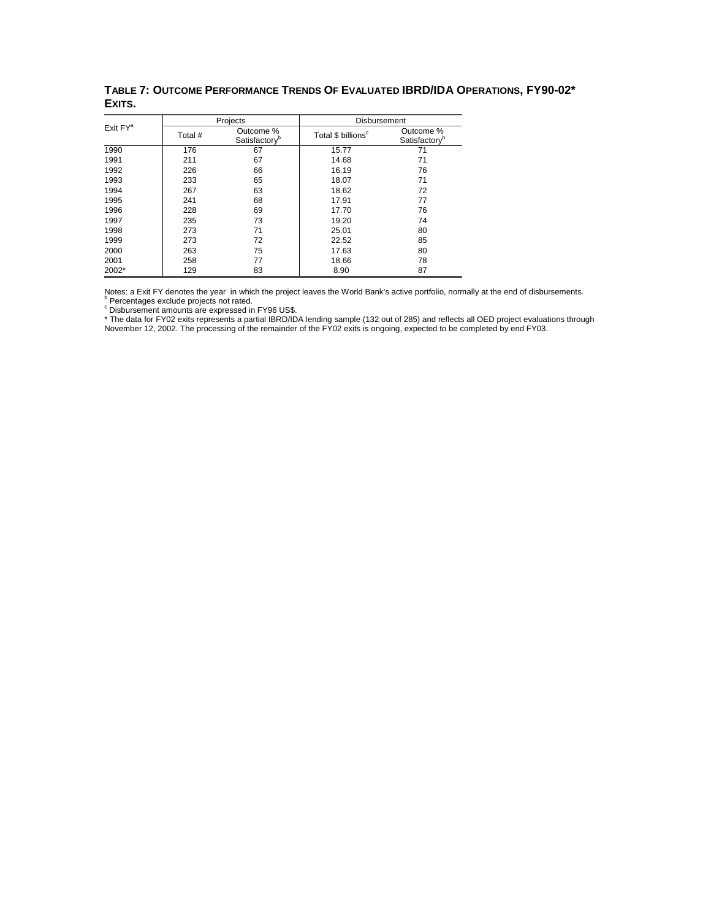**TABLE 7: OUTCOME PERFORMANCE TRENDS OF EVALUATED IBRD/IDA OPERATIONS, FY90-02* EXITS.**

| Exit FY[a] | Projects | | Disbursement | |
|---|---|---|---|---|
| | Total # | Outcome % Satisfactory[b] | Total $ billions[c] | Outcome % Satisfactory[b] |
| 1990 | 176 | 67 | 15.77 | 71 |
| 1991 | 211 | 67 | 14.68 | 71 |
| 1992 | 226 | 66 | 16.19 | 76 |
| 1993 | 233 | 65 | 18.07 | 71 |
| 1994 | 267 | 63 | 18.62 | 72 |
| 1995 | 241 | 68 | 17.91 | 77 |
| 1996 | 228 | 69 | 17.70 | 76 |
| 1997 | 235 | 73 | 19.20 | 74 |
| 1998 | 273 | 71 | 25.01 | 80 |
| 1999 | 273 | 72 | 22.52 | 85 |
| 2000 | 263 | 75 | 17.63 | 80 |
| 2001 | 258 | 77 | 18.66 | 78 |
| 2002* | 129 | 83 | 8.90 | 87 |

Notes: a Exit FY denotes the year in which the project leaves the World Bank's active portfolio, normally at the end of disbursements.
[b] Percentages exclude projects not rated.
[c] Disbursement amounts are expressed in FY96 US$.
* The data for FY02 exits represents a partial IBRD/IDA lending sample (132 out of 285) and reflects all OED project evaluations through November 12, 2002. The processing of the remainder of the FY02 exits is ongoing, expected to be completed by end FY03.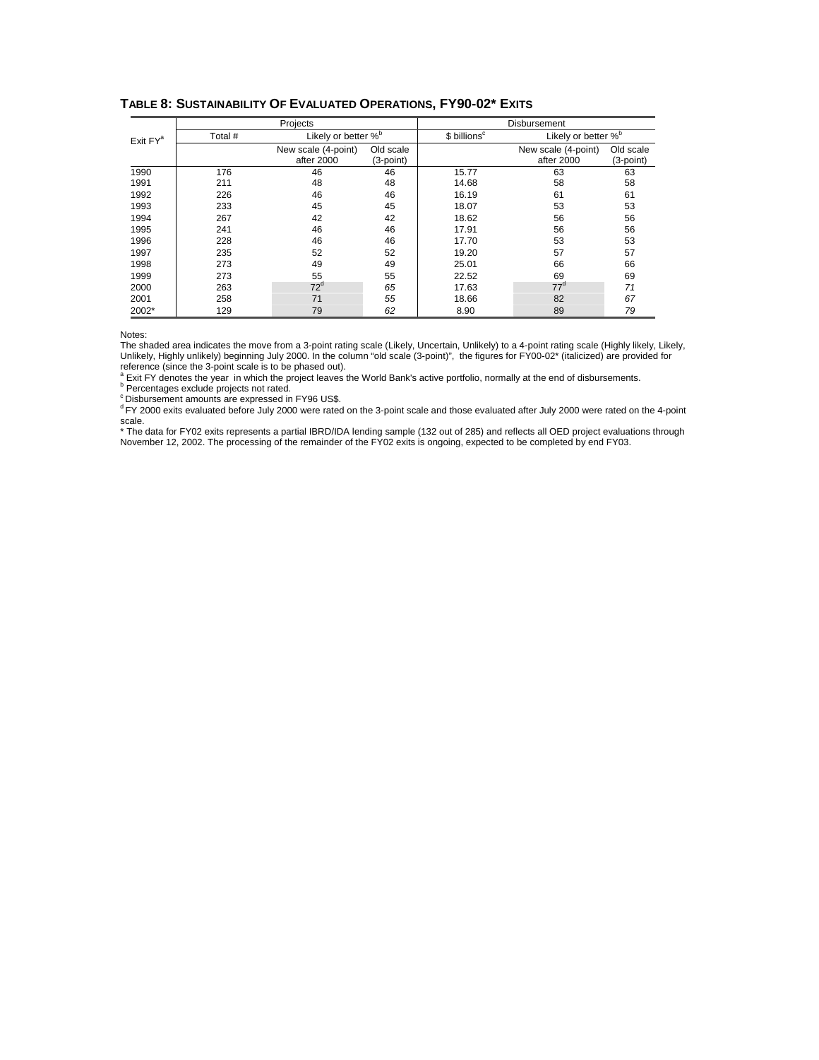**TABLE 8: SUSTAINABILITY OF EVALUATED OPERATIONS, FY90-02* EXITS**

| Exit FY[a] | Projects | | | Disbursement | | |
|---|---|---|---|---|---|---|
| | Total # | Likely or better %[b] | | $ billions[c] | Likely or better %[b] | |
| | | New scale (4-point) after 2000 | Old scale (3-point) | | New scale (4-point) after 2000 | Old scale (3-point) |
| 1990 | 176 | 46 | 46 | 15.77 | 63 | 63 |
| 1991 | 211 | 48 | 48 | 14.68 | 58 | 58 |
| 1992 | 226 | 46 | 46 | 16.19 | 61 | 61 |
| 1993 | 233 | 45 | 45 | 18.07 | 53 | 53 |
| 1994 | 267 | 42 | 42 | 18.62 | 56 | 56 |
| 1995 | 241 | 46 | 46 | 17.91 | 56 | 56 |
| 1996 | 228 | 46 | 46 | 17.70 | 53 | 53 |
| 1997 | 235 | 52 | 52 | 19.20 | 57 | 57 |
| 1998 | 273 | 49 | 49 | 25.01 | 66 | 66 |
| 1999 | 273 | 55 | 55 | 22.52 | 69 | 69 |
| 2000 | 263 | 72[d] | *65* | 17.63 | 77[d] | *71* |
| 2001 | 258 | 71 | *55* | 18.66 | 82 | *67* |
| 2002* | 129 | 79 | *62* | 8.90 | 89 | *79* |

Notes:

The shaded area indicates the move from a 3-point rating scale (Likely, Uncertain, Unlikely) to a 4-point rating scale (Highly likely, Likely, Unlikely, Highly unlikely) beginning July 2000. In the column "old scale (3-point)", the figures for FY00-02* (italicized) are provided for reference (since the 3-point scale is to be phased out).

[a] Exit FY denotes the year in which the project leaves the World Bank's active portfolio, normally at the end of disbursements.

[b] Percentages exclude projects not rated.

[c] Disbursement amounts are expressed in FY96 US$.

[d] FY 2000 exits evaluated before July 2000 were rated on the 3-point scale and those evaluated after July 2000 were rated on the 4-point scale.

* The data for FY02 exits represents a partial IBRD/IDA lending sample (132 out of 285) and reflects all OED project evaluations through November 12, 2002. The processing of the remainder of the FY02 exits is ongoing, expected to be completed by end FY03.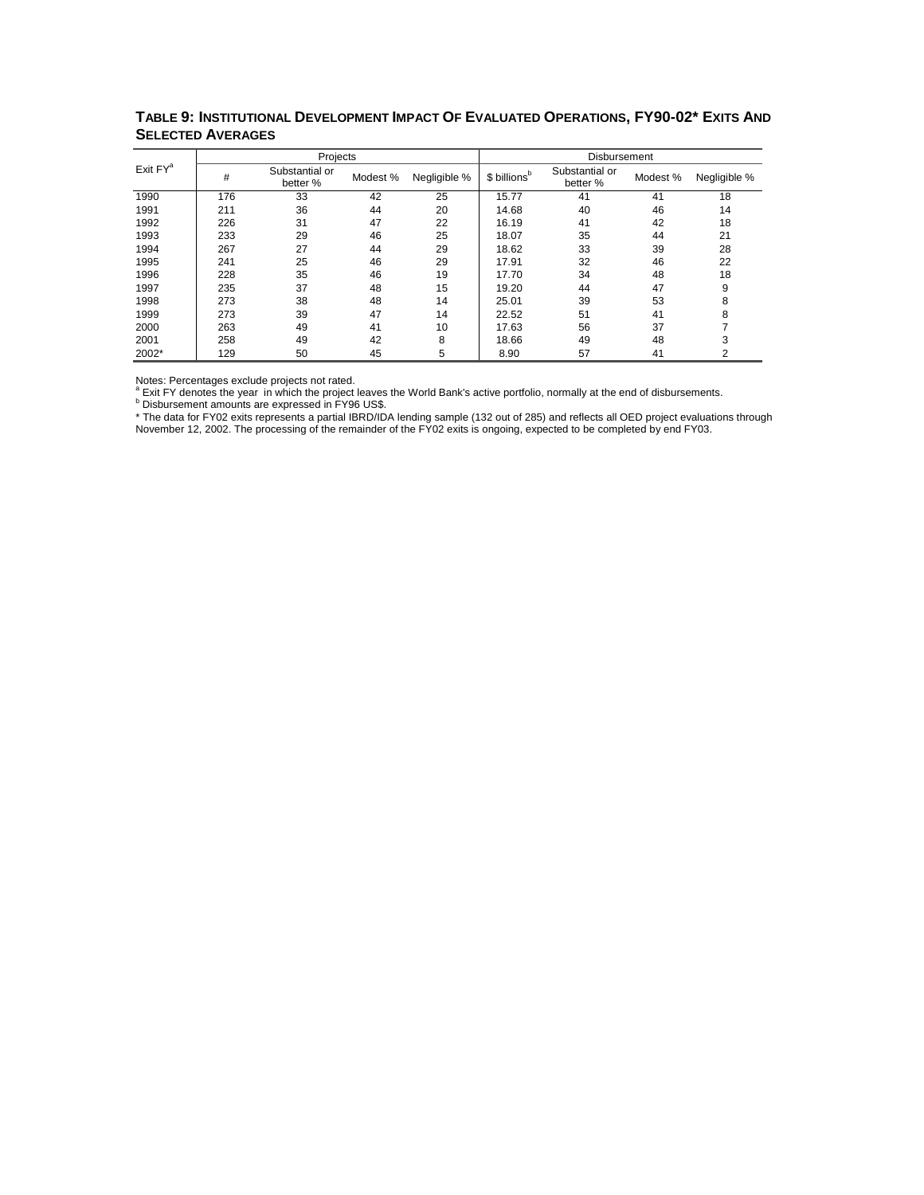**TABLE 9: INSTITUTIONAL DEVELOPMENT IMPACT OF EVALUATED OPERATIONS, FY90-02* EXITS AND SELECTED AVERAGES**

| Exit FY[a] | Projects | | | | Disbursement | | | |
|---|---|---|---|---|---|---|---|---|
| | # | Substantial or better % | Modest % | Negligible % | $ billions[b] | Substantial or better % | Modest % | Negligible % |
| 1990 | 176 | 33 | 42 | 25 | 15.77 | 41 | 41 | 18 |
| 1991 | 211 | 36 | 44 | 20 | 14.68 | 40 | 46 | 14 |
| 1992 | 226 | 31 | 47 | 22 | 16.19 | 41 | 42 | 18 |
| 1993 | 233 | 29 | 46 | 25 | 18.07 | 35 | 44 | 21 |
| 1994 | 267 | 27 | 44 | 29 | 18.62 | 33 | 39 | 28 |
| 1995 | 241 | 25 | 46 | 29 | 17.91 | 32 | 46 | 22 |
| 1996 | 228 | 35 | 46 | 19 | 17.70 | 34 | 48 | 18 |
| 1997 | 235 | 37 | 48 | 15 | 19.20 | 44 | 47 | 9 |
| 1998 | 273 | 38 | 48 | 14 | 25.01 | 39 | 53 | 8 |
| 1999 | 273 | 39 | 47 | 14 | 22.52 | 51 | 41 | 8 |
| 2000 | 263 | 49 | 41 | 10 | 17.63 | 56 | 37 | 7 |
| 2001 | 258 | 49 | 42 | 8 | 18.66 | 49 | 48 | 3 |
| 2002* | 129 | 50 | 45 | 5 | 8.90 | 57 | 41 | 2 |

Notes: Percentages exclude projects not rated.
[a] Exit FY denotes the year in which the project leaves the World Bank's active portfolio, normally at the end of disbursements.
[b] Disbursement amounts are expressed in FY96 US$.
* The data for FY02 exits represents a partial IBRD/IDA lending sample (132 out of 285) and reflects all OED project evaluations through November 12, 2002. The processing of the remainder of the FY02 exits is ongoing, expected to be completed by end FY03.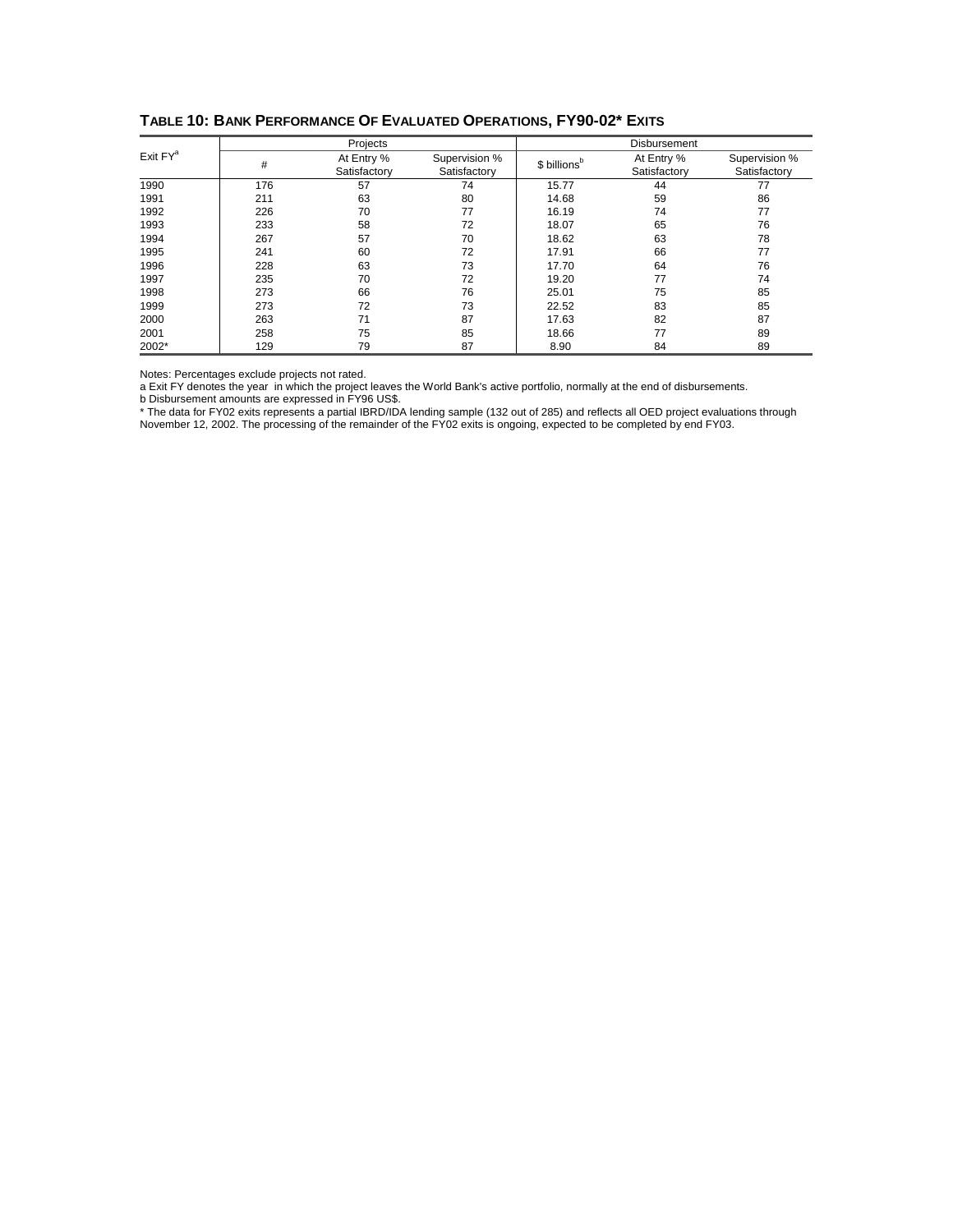**TABLE 10: BANK PERFORMANCE OF EVALUATED OPERATIONS, FY90-02* EXITS**

| Exit FY[a] | Projects | | | Disbursement | | |
|---|---|---|---|---|---|---|
| | # | At Entry % Satisfactory | Supervision % Satisfactory | $ billions[b] | At Entry % Satisfactory | Supervision % Satisfactory |
| 1990 | 176 | 57 | 74 | 15.77 | 44 | 77 |
| 1991 | 211 | 63 | 80 | 14.68 | 59 | 86 |
| 1992 | 226 | 70 | 77 | 16.19 | 74 | 77 |
| 1993 | 233 | 58 | 72 | 18.07 | 65 | 76 |
| 1994 | 267 | 57 | 70 | 18.62 | 63 | 78 |
| 1995 | 241 | 60 | 72 | 17.91 | 66 | 77 |
| 1996 | 228 | 63 | 73 | 17.70 | 64 | 76 |
| 1997 | 235 | 70 | 72 | 19.20 | 77 | 74 |
| 1998 | 273 | 66 | 76 | 25.01 | 75 | 85 |
| 1999 | 273 | 72 | 73 | 22.52 | 83 | 85 |
| 2000 | 263 | 71 | 87 | 17.63 | 82 | 87 |
| 2001 | 258 | 75 | 85 | 18.66 | 77 | 89 |
| 2002* | 129 | 79 | 87 | 8.90 | 84 | 89 |

Notes: Percentages exclude projects not rated.

a Exit FY denotes the year in which the project leaves the World Bank's active portfolio, normally at the end of disbursements.

b Disbursement amounts are expressed in FY96 US$.

* The data for FY02 exits represents a partial IBRD/IDA lending sample (132 out of 285) and reflects all OED project evaluations through November 12, 2002. The processing of the remainder of the FY02 exits is ongoing, expected to be completed by end FY03.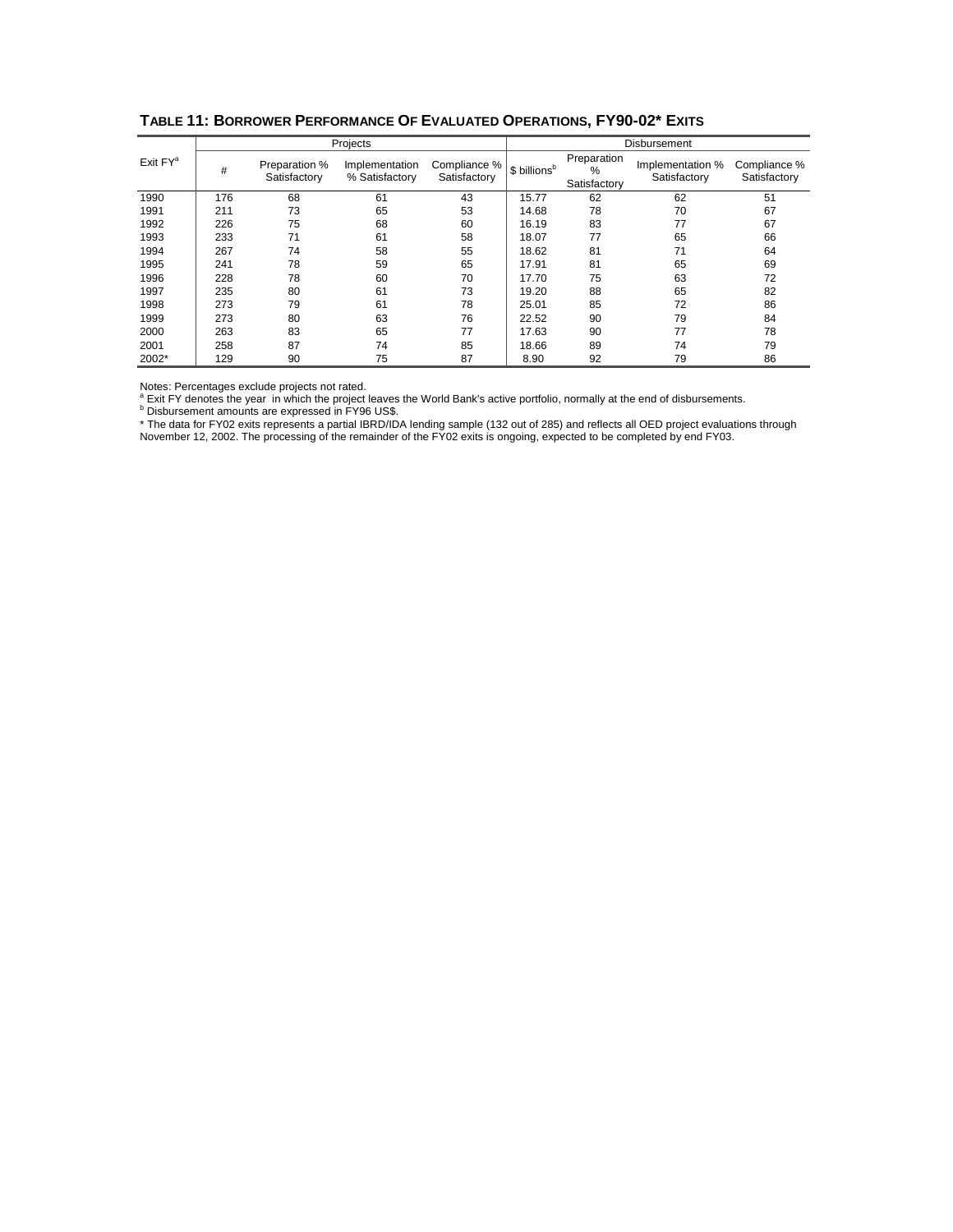## TABLE 11: BORROWER PERFORMANCE OF EVALUATED OPERATIONS, FY90-02* EXITS

| Exit FY[a] | Projects | | | | Disbursement | | | |
|---|---|---|---|---|---|---|---|---|
| | # | Preparation % Satisfactory | Implementation % Satisfactory | Compliance % Satisfactory | $ billions[b] | Preparation % Satisfactory | Implementation % Satisfactory | Compliance % Satisfactory |
| 1990 | 176 | 68 | 61 | 43 | 15.77 | 62 | 62 | 51 |
| 1991 | 211 | 73 | 65 | 53 | 14.68 | 78 | 70 | 67 |
| 1992 | 226 | 75 | 68 | 60 | 16.19 | 83 | 77 | 67 |
| 1993 | 233 | 71 | 61 | 58 | 18.07 | 77 | 65 | 66 |
| 1994 | 267 | 74 | 58 | 55 | 18.62 | 81 | 71 | 64 |
| 1995 | 241 | 78 | 59 | 65 | 17.91 | 81 | 65 | 69 |
| 1996 | 228 | 78 | 60 | 70 | 17.70 | 75 | 63 | 72 |
| 1997 | 235 | 80 | 61 | 73 | 19.20 | 88 | 65 | 82 |
| 1998 | 273 | 79 | 61 | 78 | 25.01 | 85 | 72 | 86 |
| 1999 | 273 | 80 | 63 | 76 | 22.52 | 90 | 79 | 84 |
| 2000 | 263 | 83 | 65 | 77 | 17.63 | 90 | 77 | 78 |
| 2001 | 258 | 87 | 74 | 85 | 18.66 | 89 | 74 | 79 |
| 2002* | 129 | 90 | 75 | 87 | 8.90 | 92 | 79 | 86 |

Notes: Percentages exclude projects not rated.
[a] Exit FY denotes the year in which the project leaves the World Bank's active portfolio, normally at the end of disbursements.
[b] Disbursement amounts are expressed in FY96 US$.
* The data for FY02 exits represents a partial IBRD/IDA lending sample (132 out of 285) and reflects all OED project evaluations through November 12, 2002. The processing of the remainder of the FY02 exits is ongoing, expected to be completed by end FY03.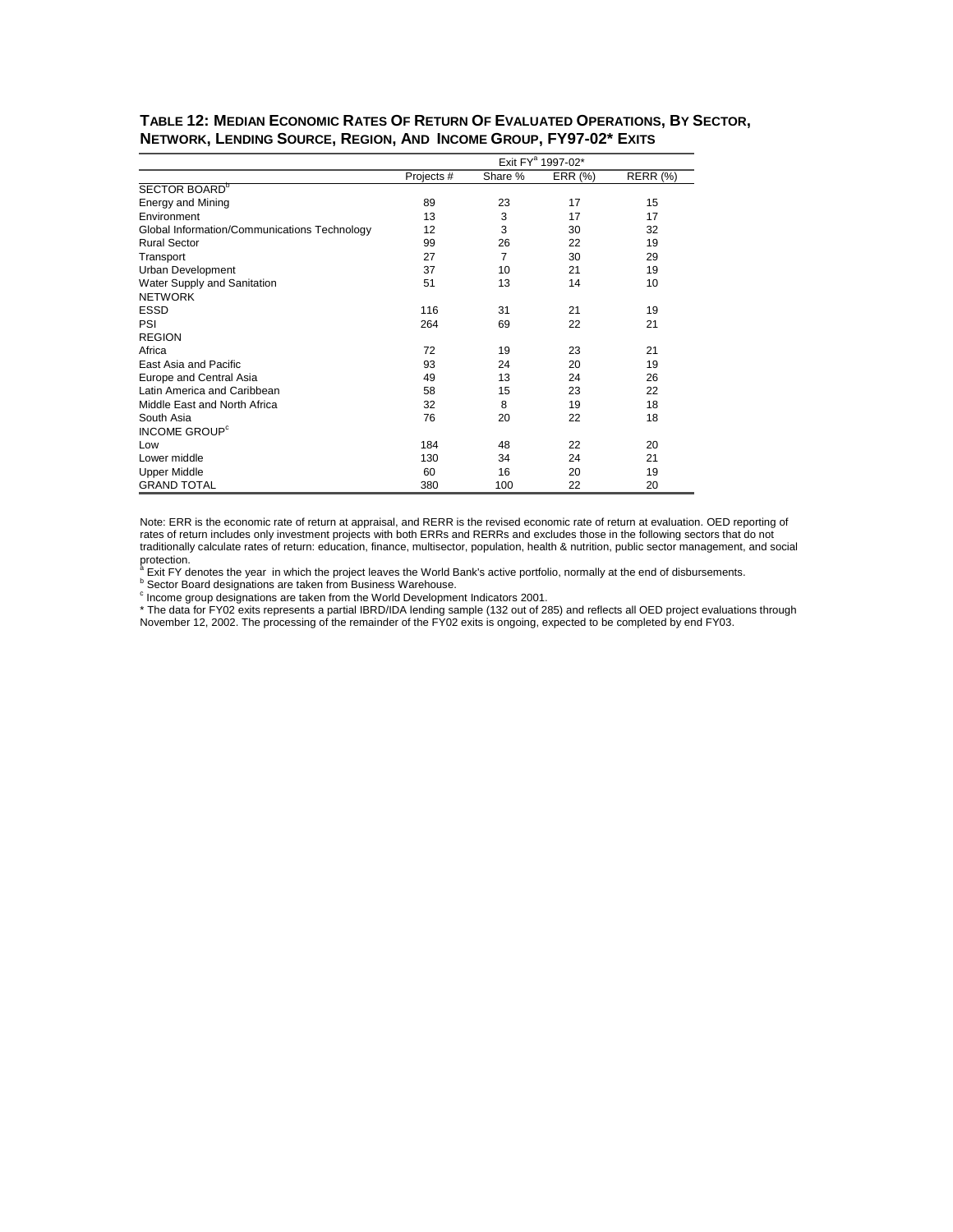**TABLE 12: MEDIAN ECONOMIC RATES OF RETURN OF EVALUATED OPERATIONS, BY SECTOR, NETWORK, LENDING SOURCE, REGION, AND INCOME GROUP, FY97-02* EXITS**

| | Exit FY[a] 1997-02* | | | |
|---|---|---|---|---|
| | Projects # | Share % | ERR (%) | RERR (%) |
| SECTOR BOARD[b] | | | | |
| Energy and Mining | 89 | 23 | 17 | 15 |
| Environment | 13 | 3 | 17 | 17 |
| Global Information/Communications Technology | 12 | 3 | 30 | 32 |
| Rural Sector | 99 | 26 | 22 | 19 |
| Transport | 27 | 7 | 30 | 29 |
| Urban Development | 37 | 10 | 21 | 19 |
| Water Supply and Sanitation | 51 | 13 | 14 | 10 |
| NETWORK | | | | |
| ESSD | 116 | 31 | 21 | 19 |
| PSI | 264 | 69 | 22 | 21 |
| REGION | | | | |
| Africa | 72 | 19 | 23 | 21 |
| East Asia and Pacific | 93 | 24 | 20 | 19 |
| Europe and Central Asia | 49 | 13 | 24 | 26 |
| Latin America and Caribbean | 58 | 15 | 23 | 22 |
| Middle East and North Africa | 32 | 8 | 19 | 18 |
| South Asia | 76 | 20 | 22 | 18 |
| INCOME GROUP[c] | | | | |
| Low | 184 | 48 | 22 | 20 |
| Lower middle | 130 | 34 | 24 | 21 |
| Upper Middle | 60 | 16 | 20 | 19 |
| GRAND TOTAL | 380 | 100 | 22 | 20 |

Note: ERR is the economic rate of return at appraisal, and RERR is the revised economic rate of return at evaluation. OED reporting of rates of return includes only investment projects with both ERRs and RERRs and excludes those in the following sectors that do not traditionally calculate rates of return: education, finance, multisector, population, health & nutrition, public sector management, and social protection.

[a] Exit FY denotes the year in which the project leaves the World Bank's active portfolio, normally at the end of disbursements.

[b] Sector Board designations are taken from Business Warehouse.

[c] Income group designations are taken from the World Development Indicators 2001.

* The data for FY02 exits represents a partial IBRD/IDA lending sample (132 out of 285) and reflects all OED project evaluations through November 12, 2002. The processing of the remainder of the FY02 exits is ongoing, expected to be completed by end FY03.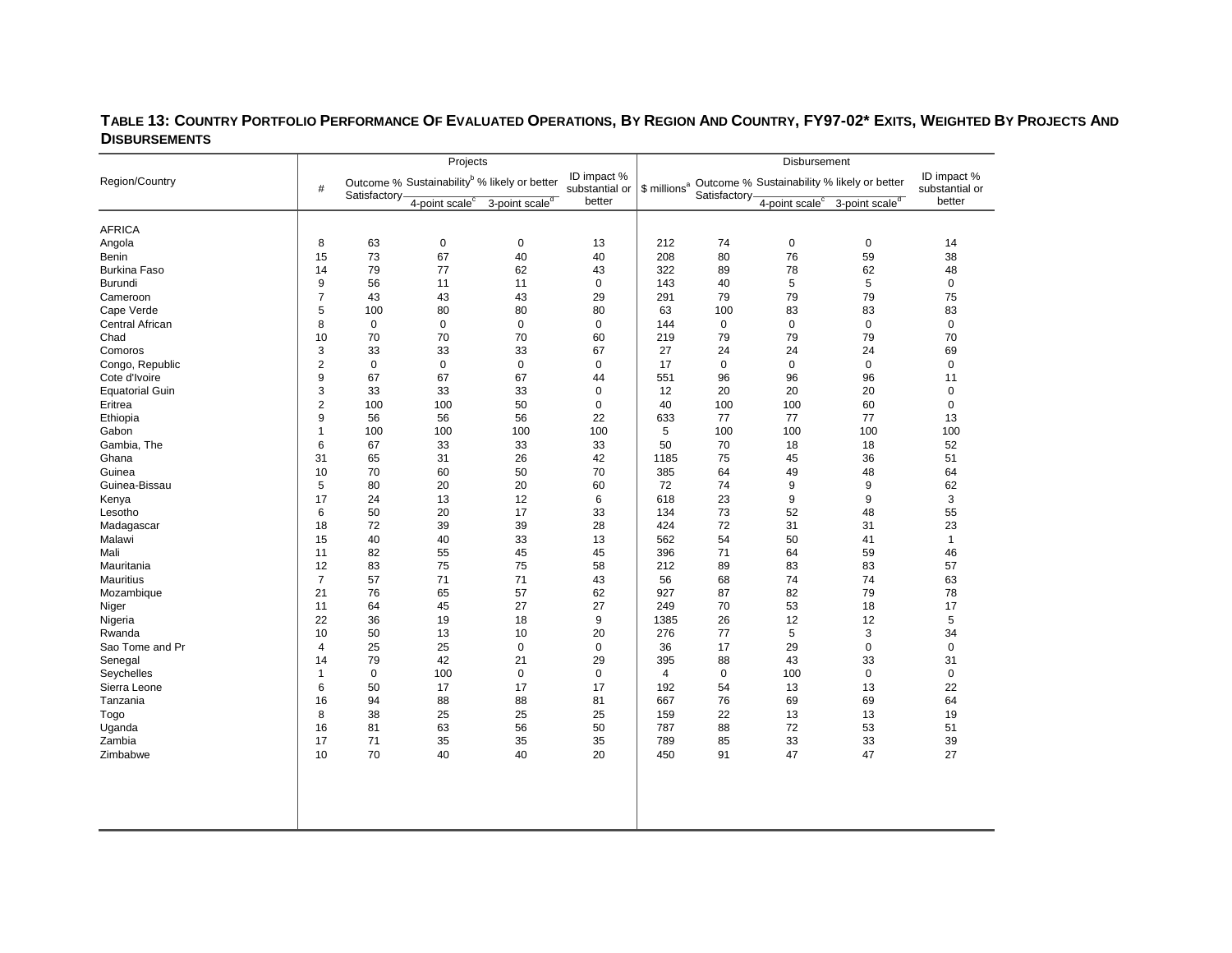**TABLE 13: COUNTRY PORTFOLIO PERFORMANCE OF EVALUATED OPERATIONS, BY REGION AND COUNTRY, FY97-02\* EXITS, WEIGHTED BY PROJECTS AND DISBURSEMENTS**

| Region/Country | Projects | | | | | Disbursement | | | | |
|---|---|---|---|---|---|---|---|---|---|---|
| | # | Outcome % Satisfactory | Sustainability[b] % likely or better | | ID impact % substantial or better | \$ millions[a] | Outcome % Satisfactory | Sustainability % likely or better | | ID impact % substantial or better |
| | | | 4-point scale[c] | 3-point scale[d] | | | | 4-point scale[c] | 3-point scale[d] | |
| AFRICA | | | | | | | | | | |
| Angola | 8 | 63 | 0 | 0 | 13 | 212 | 74 | 0 | 0 | 14 |
| Benin | 15 | 73 | 67 | 40 | 40 | 208 | 80 | 76 | 59 | 38 |
| Burkina Faso | 14 | 79 | 77 | 62 | 43 | 322 | 89 | 78 | 62 | 48 |
| Burundi | 9 | 56 | 11 | 11 | 0 | 143 | 40 | 5 | 5 | 0 |
| Cameroon | 7 | 43 | 43 | 43 | 29 | 291 | 79 | 79 | 79 | 75 |
| Cape Verde | 5 | 100 | 80 | 80 | 80 | 63 | 100 | 83 | 83 | 83 |
| Central African | 8 | 0 | 0 | 0 | 0 | 144 | 0 | 0 | 0 | 0 |
| Chad | 10 | 70 | 70 | 70 | 60 | 219 | 79 | 79 | 79 | 70 |
| Comoros | 3 | 33 | 33 | 33 | 67 | 27 | 24 | 24 | 24 | 69 |
| Congo, Republic | 2 | 0 | 0 | 0 | 0 | 17 | 0 | 0 | 0 | 0 |
| Cote d'Ivoire | 9 | 67 | 67 | 67 | 44 | 551 | 96 | 96 | 96 | 11 |
| Equatorial Guin | 3 | 33 | 33 | 33 | 0 | 12 | 20 | 20 | 20 | 0 |
| Eritrea | 2 | 100 | 100 | 50 | 0 | 40 | 100 | 100 | 60 | 0 |
| Ethiopia | 9 | 56 | 56 | 56 | 22 | 633 | 77 | 77 | 77 | 13 |
| Gabon | 1 | 100 | 100 | 100 | 100 | 5 | 100 | 100 | 100 | 100 |
| Gambia, The | 6 | 67 | 33 | 33 | 33 | 50 | 70 | 18 | 18 | 52 |
| Ghana | 31 | 65 | 31 | 26 | 42 | 1185 | 75 | 45 | 36 | 51 |
| Guinea | 10 | 70 | 60 | 50 | 70 | 385 | 64 | 49 | 48 | 64 |
| Guinea-Bissau | 5 | 80 | 20 | 20 | 60 | 72 | 74 | 9 | 9 | 62 |
| Kenya | 17 | 24 | 13 | 12 | 6 | 618 | 23 | 9 | 9 | 3 |
| Lesotho | 6 | 50 | 20 | 17 | 33 | 134 | 73 | 52 | 48 | 55 |
| Madagascar | 18 | 72 | 39 | 39 | 28 | 424 | 72 | 31 | 31 | 23 |
| Malawi | 15 | 40 | 40 | 33 | 13 | 562 | 54 | 50 | 41 | 1 |
| Mali | 11 | 82 | 55 | 45 | 45 | 396 | 71 | 64 | 59 | 46 |
| Mauritania | 12 | 83 | 75 | 75 | 58 | 212 | 89 | 83 | 83 | 57 |
| Mauritius | 7 | 57 | 71 | 71 | 43 | 56 | 68 | 74 | 74 | 63 |
| Mozambique | 21 | 76 | 65 | 57 | 62 | 927 | 87 | 82 | 79 | 78 |
| Niger | 11 | 64 | 45 | 27 | 27 | 249 | 70 | 53 | 18 | 17 |
| Nigeria | 22 | 36 | 19 | 18 | 9 | 1385 | 26 | 12 | 12 | 5 |
| Rwanda | 10 | 50 | 13 | 10 | 20 | 276 | 77 | 5 | 3 | 34 |
| Sao Tome and Pr | 4 | 25 | 25 | 0 | 0 | 36 | 17 | 29 | 0 | 0 |
| Senegal | 14 | 79 | 42 | 21 | 29 | 395 | 88 | 43 | 33 | 31 |
| Seychelles | 1 | 0 | 100 | 0 | 0 | 4 | 0 | 100 | 0 | 0 |
| Sierra Leone | 6 | 50 | 17 | 17 | 17 | 192 | 54 | 13 | 13 | 22 |
| Tanzania | 16 | 94 | 88 | 88 | 81 | 667 | 76 | 69 | 69 | 64 |
| Togo | 8 | 38 | 25 | 25 | 25 | 159 | 22 | 13 | 13 | 19 |
| Uganda | 16 | 81 | 63 | 56 | 50 | 787 | 88 | 72 | 53 | 51 |
| Zambia | 17 | 71 | 35 | 35 | 35 | 789 | 85 | 33 | 33 | 39 |
| Zimbabwe | 10 | 70 | 40 | 40 | 20 | 450 | 91 | 47 | 47 | 27 |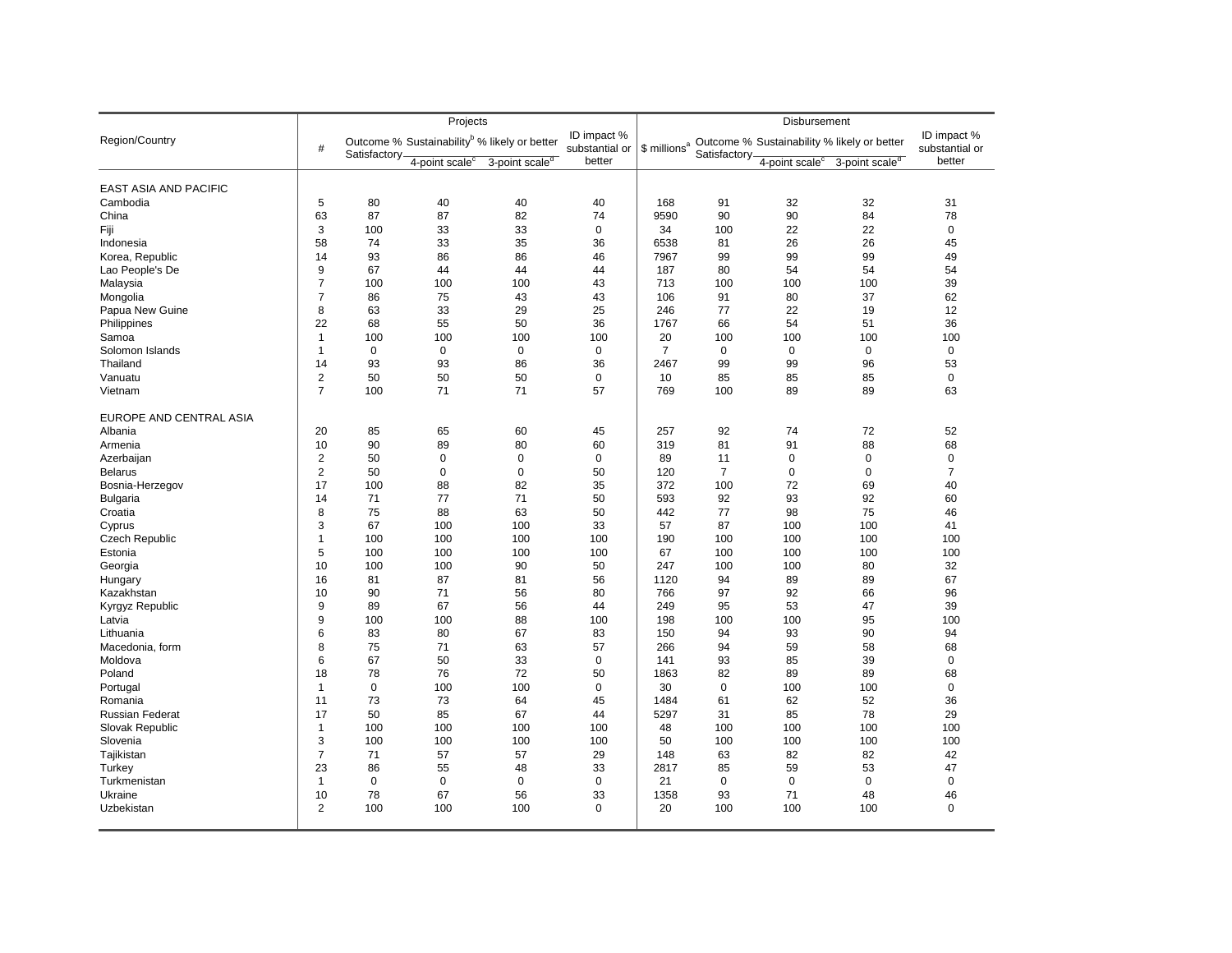| Region/Country | Projects | | | | | Disbursement | | | | |
|---|---|---|---|---|---|---|---|---|---|---|
| | # | Outcome % Satisfactory | Sustainability[b] % likely or better | | ID impact % substantial or better | $ millions[a] | Outcome % Satisfactory | Sustainability % likely or better | | ID impact % substantial or better |
| | | | 4-point scale[c] | 3-point scale[d] | | | | 4-point scale[c] | 3-point scale[d] | |
| EAST ASIA AND PACIFIC | | | | | | | | | | |
| Cambodia | 5 | 80 | 40 | 40 | 40 | 168 | 91 | 32 | 32 | 31 |
| China | 63 | 87 | 87 | 82 | 74 | 9590 | 90 | 90 | 84 | 78 |
| Fiji | 3 | 100 | 33 | 33 | 0 | 34 | 100 | 22 | 22 | 0 |
| Indonesia | 58 | 74 | 33 | 35 | 36 | 6538 | 81 | 26 | 26 | 45 |
| Korea, Republic | 14 | 93 | 86 | 86 | 46 | 7967 | 99 | 99 | 99 | 49 |
| Lao People's De | 9 | 67 | 44 | 44 | 44 | 187 | 80 | 54 | 54 | 54 |
| Malaysia | 7 | 100 | 100 | 100 | 43 | 713 | 100 | 100 | 100 | 39 |
| Mongolia | 7 | 86 | 75 | 43 | 43 | 106 | 91 | 80 | 37 | 62 |
| Papua New Guine | 8 | 63 | 33 | 29 | 25 | 246 | 77 | 22 | 19 | 12 |
| Philippines | 22 | 68 | 55 | 50 | 36 | 1767 | 66 | 54 | 51 | 36 |
| Samoa | 1 | 100 | 100 | 100 | 100 | 20 | 100 | 100 | 100 | 100 |
| Solomon Islands | 1 | 0 | 0 | 0 | 0 | 7 | 0 | 0 | 0 | 0 |
| Thailand | 14 | 93 | 93 | 86 | 36 | 2467 | 99 | 99 | 96 | 53 |
| Vanuatu | 2 | 50 | 50 | 50 | 0 | 10 | 85 | 85 | 85 | 0 |
| Vietnam | 7 | 100 | 71 | 71 | 57 | 769 | 100 | 89 | 89 | 63 |
| EUROPE AND CENTRAL ASIA | | | | | | | | | | |
| Albania | 20 | 85 | 65 | 60 | 45 | 257 | 92 | 74 | 72 | 52 |
| Armenia | 10 | 90 | 89 | 80 | 60 | 319 | 81 | 91 | 88 | 68 |
| Azerbaijan | 2 | 50 | 0 | 0 | 0 | 89 | 11 | 0 | 0 | 0 |
| Belarus | 2 | 50 | 0 | 0 | 50 | 120 | 7 | 0 | 0 | 7 |
| Bosnia-Herzegov | 17 | 100 | 88 | 82 | 35 | 372 | 100 | 72 | 69 | 40 |
| Bulgaria | 14 | 71 | 77 | 71 | 50 | 593 | 92 | 93 | 92 | 60 |
| Croatia | 8 | 75 | 88 | 63 | 50 | 442 | 77 | 98 | 75 | 46 |
| Cyprus | 3 | 67 | 100 | 100 | 33 | 57 | 87 | 100 | 100 | 41 |
| Czech Republic | 1 | 100 | 100 | 100 | 100 | 190 | 100 | 100 | 100 | 100 |
| Estonia | 5 | 100 | 100 | 100 | 100 | 67 | 100 | 100 | 100 | 100 |
| Georgia | 10 | 100 | 100 | 90 | 50 | 247 | 100 | 100 | 80 | 32 |
| Hungary | 16 | 81 | 87 | 81 | 56 | 1120 | 94 | 89 | 89 | 67 |
| Kazakhstan | 10 | 90 | 71 | 56 | 80 | 766 | 97 | 92 | 66 | 96 |
| Kyrgyz Republic | 9 | 89 | 67 | 56 | 44 | 249 | 95 | 53 | 47 | 39 |
| Latvia | 9 | 100 | 100 | 88 | 100 | 198 | 100 | 100 | 95 | 100 |
| Lithuania | 6 | 83 | 80 | 67 | 83 | 150 | 94 | 93 | 90 | 94 |
| Macedonia, form | 8 | 75 | 71 | 63 | 57 | 266 | 94 | 59 | 58 | 68 |
| Moldova | 6 | 67 | 50 | 33 | 0 | 141 | 93 | 85 | 39 | 0 |
| Poland | 18 | 78 | 76 | 72 | 50 | 1863 | 82 | 89 | 89 | 68 |
| Portugal | 1 | 0 | 100 | 100 | 0 | 30 | 0 | 100 | 100 | 0 |
| Romania | 11 | 73 | 73 | 64 | 45 | 1484 | 61 | 62 | 52 | 36 |
| Russian Federat | 17 | 50 | 85 | 67 | 44 | 5297 | 31 | 85 | 78 | 29 |
| Slovak Republic | 1 | 100 | 100 | 100 | 100 | 48 | 100 | 100 | 100 | 100 |
| Slovenia | 3 | 100 | 100 | 100 | 100 | 50 | 100 | 100 | 100 | 100 |
| Tajikistan | 7 | 71 | 57 | 57 | 29 | 148 | 63 | 82 | 82 | 42 |
| Turkey | 23 | 86 | 55 | 48 | 33 | 2817 | 85 | 59 | 53 | 47 |
| Turkmenistan | 1 | 0 | 0 | 0 | 0 | 21 | 0 | 0 | 0 | 0 |
| Ukraine | 10 | 78 | 67 | 56 | 33 | 1358 | 93 | 71 | 48 | 46 |
| Uzbekistan | 2 | 100 | 100 | 100 | 0 | 20 | 100 | 100 | 100 | 0 |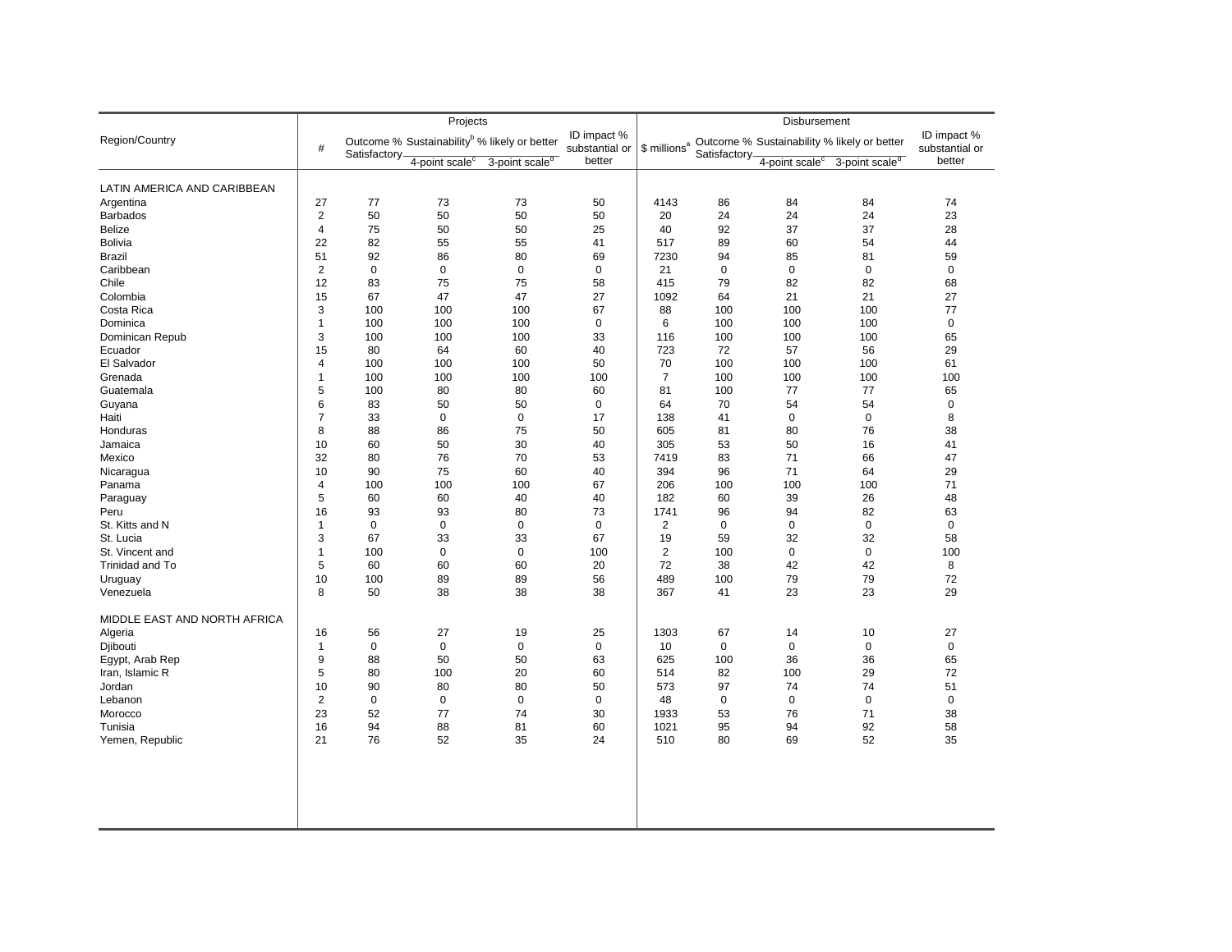| Region/Country | Projects | | | | | Disbursement | | | | |
|---|---|---|---|---|---|---|---|---|---|---|
| | # | Outcome % Satisfactory | Sustainability[b] % likely or better | | ID impact % substantial or better | $ millions[a] | Outcome % Satisfactory | Sustainability % likely or better | | ID impact % substantial or better |
| | | | 4-point scale[c] | 3-point scale[d] | | | | 4-point scale[c] | 3-point scale[d] | |
| LATIN AMERICA AND CARIBBEAN | | | | | | | | | | |
| Argentina | 27 | 77 | 73 | 73 | 50 | 4143 | 86 | 84 | 84 | 74 |
| Barbados | 2 | 50 | 50 | 50 | 50 | 20 | 24 | 24 | 24 | 23 |
| Belize | 4 | 75 | 50 | 50 | 25 | 40 | 92 | 37 | 37 | 28 |
| Bolivia | 22 | 82 | 55 | 55 | 41 | 517 | 89 | 60 | 54 | 44 |
| Brazil | 51 | 92 | 86 | 80 | 69 | 7230 | 94 | 85 | 81 | 59 |
| Caribbean | 2 | 0 | 0 | 0 | 0 | 21 | 0 | 0 | 0 | 0 |
| Chile | 12 | 83 | 75 | 75 | 58 | 415 | 79 | 82 | 82 | 68 |
| Colombia | 15 | 67 | 47 | 47 | 27 | 1092 | 64 | 21 | 21 | 27 |
| Costa Rica | 3 | 100 | 100 | 100 | 67 | 88 | 100 | 100 | 100 | 77 |
| Dominica | 1 | 100 | 100 | 100 | 0 | 6 | 100 | 100 | 100 | 0 |
| Dominican Repub | 3 | 100 | 100 | 100 | 33 | 116 | 100 | 100 | 100 | 65 |
| Ecuador | 15 | 80 | 64 | 60 | 40 | 723 | 72 | 57 | 56 | 29 |
| El Salvador | 4 | 100 | 100 | 100 | 50 | 70 | 100 | 100 | 100 | 61 |
| Grenada | 1 | 100 | 100 | 100 | 100 | 7 | 100 | 100 | 100 | 100 |
| Guatemala | 5 | 100 | 80 | 80 | 60 | 81 | 100 | 77 | 77 | 65 |
| Guyana | 6 | 83 | 50 | 50 | 0 | 64 | 70 | 54 | 54 | 0 |
| Haiti | 7 | 33 | 0 | 0 | 17 | 138 | 41 | 0 | 0 | 8 |
| Honduras | 8 | 88 | 86 | 75 | 50 | 605 | 81 | 80 | 76 | 38 |
| Jamaica | 10 | 60 | 50 | 30 | 40 | 305 | 53 | 50 | 16 | 41 |
| Mexico | 32 | 80 | 76 | 70 | 53 | 7419 | 83 | 71 | 66 | 47 |
| Nicaragua | 10 | 90 | 75 | 60 | 40 | 394 | 96 | 71 | 64 | 29 |
| Panama | 4 | 100 | 100 | 100 | 67 | 206 | 100 | 100 | 100 | 71 |
| Paraguay | 5 | 60 | 60 | 40 | 40 | 182 | 60 | 39 | 26 | 48 |
| Peru | 16 | 93 | 93 | 80 | 73 | 1741 | 96 | 94 | 82 | 63 |
| St. Kitts and N | 1 | 0 | 0 | 0 | 0 | 2 | 0 | 0 | 0 | 0 |
| St. Lucia | 3 | 67 | 33 | 33 | 67 | 19 | 59 | 32 | 32 | 58 |
| St. Vincent and | 1 | 100 | 0 | 0 | 100 | 2 | 100 | 0 | 0 | 100 |
| Trinidad and To | 5 | 60 | 60 | 60 | 20 | 72 | 38 | 42 | 42 | 8 |
| Uruguay | 10 | 100 | 89 | 89 | 56 | 489 | 100 | 79 | 79 | 72 |
| Venezuela | 8 | 50 | 38 | 38 | 38 | 367 | 41 | 23 | 23 | 29 |
| MIDDLE EAST AND NORTH AFRICA | | | | | | | | | | |
| Algeria | 16 | 56 | 27 | 19 | 25 | 1303 | 67 | 14 | 10 | 27 |
| Djibouti | 1 | 0 | 0 | 0 | 0 | 10 | 0 | 0 | 0 | 0 |
| Egypt, Arab Rep | 9 | 88 | 50 | 50 | 63 | 625 | 100 | 36 | 36 | 65 |
| Iran, Islamic R | 5 | 80 | 100 | 20 | 60 | 514 | 82 | 100 | 29 | 72 |
| Jordan | 10 | 90 | 80 | 80 | 50 | 573 | 97 | 74 | 74 | 51 |
| Lebanon | 2 | 0 | 0 | 0 | 0 | 48 | 0 | 0 | 0 | 0 |
| Morocco | 23 | 52 | 77 | 74 | 30 | 1933 | 53 | 76 | 71 | 38 |
| Tunisia | 16 | 94 | 88 | 81 | 60 | 1021 | 95 | 94 | 92 | 58 |
| Yemen, Republic | 21 | 76 | 52 | 35 | 24 | 510 | 80 | 69 | 52 | 35 |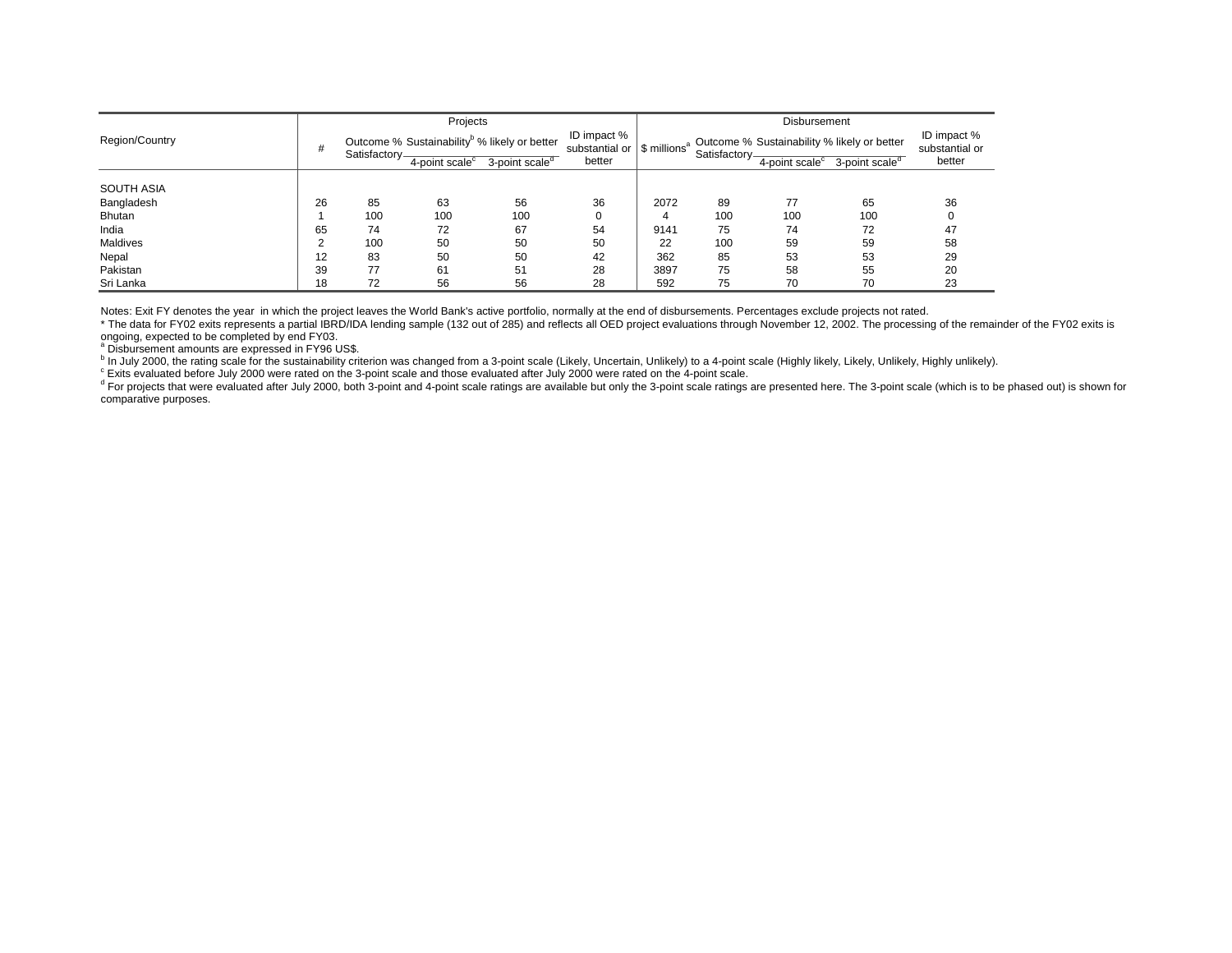| Region/Country | Projects | | | | | Disbursement | | | | |
|---|---|---|---|---|---|---|---|---|---|---|
| | # | Outcome % Satisfactory | Sustainability[b] % likely or better | | ID impact % substantial or better | \$ millions[a] | Outcome % Satisfactory | Sustainability % likely or better | | ID impact % substantial or better |
| | | | 4-point scale[c] | 3-point scale[d] | | | | 4-point scale[c] | 3-point scale[d] | |
| SOUTH ASIA | | | | | | | | | | |
| Bangladesh | 26 | 85 | 63 | 56 | 36 | 2072 | 89 | 77 | 65 | 36 |
| Bhutan | 1 | 100 | 100 | 100 | 0 | 4 | 100 | 100 | 100 | 0 |
| India | 65 | 74 | 72 | 67 | 54 | 9141 | 75 | 74 | 72 | 47 |
| Maldives | 2 | 100 | 50 | 50 | 50 | 22 | 100 | 59 | 59 | 58 |
| Nepal | 12 | 83 | 50 | 50 | 42 | 362 | 85 | 53 | 53 | 29 |
| Pakistan | 39 | 77 | 61 | 51 | 28 | 3897 | 75 | 58 | 55 | 20 |
| Sri Lanka | 18 | 72 | 56 | 56 | 28 | 592 | 75 | 70 | 70 | 23 |

Notes: Exit FY denotes the year in which the project leaves the World Bank's active portfolio, normally at the end of disbursements. Percentages exclude projects not rated.

* The data for FY02 exits represents a partial IBRD/IDA lending sample (132 out of 285) and reflects all OED project evaluations through November 12, 2002. The processing of the remainder of the FY02 exits is ongoing, expected to be completed by end FY03.

[a] Disbursement amounts are expressed in FY96 US$.

[b] In July 2000, the rating scale for the sustainability criterion was changed from a 3-point scale (Likely, Uncertain, Unlikely) to a 4-point scale (Highly likely, Likely, Unlikely, Highly unlikely).

[c] Exits evaluated before July 2000 were rated on the 3-point scale and those evaluated after July 2000 were rated on the 4-point scale.

[d] For projects that were evaluated after July 2000, both 3-point and 4-point scale ratings are available but only the 3-point scale ratings are presented here. The 3-point scale (which is to be phased out) is shown for comparative purposes.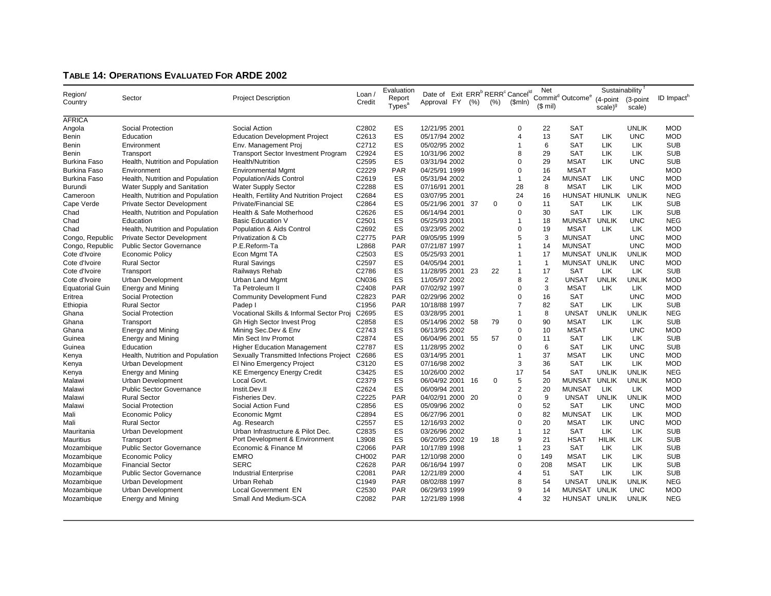## TABLE 14: OPERATIONS EVALUATED FOR ARDE 2002

| Region/ Country | Sector | Project Description | Loan / Credit | Evaluation Report Types[a] | Date of Approval | Exit FY | ERR[b] (%) | RERR[c] (%) | Cancel[d] ($mln) | Net Commit[d] ($ mil) | Outcome[e] | Sustainability[f] (4-point scale)[g] | Sustainability[f] (3-point scale) | ID Impact[h] |
|---|---|---|---|---|---|---|---|---|---|---|---|---|---|---|
| AFRICA | | | | | | | | | | | | | | |
| Angola | Social Protection | Social Action | C2802 | ES | 12/21/95 | 2001 | | | 0 | 22 | SAT | | UNLIK | MOD |
| Benin | Education | Education Development Project | C2613 | ES | 05/17/94 | 2002 | | | 4 | 13 | SAT | LIK | UNC | MOD |
| Benin | Environment | Env. Management Proj | C2712 | ES | 05/02/95 | 2002 | | | 1 | 6 | SAT | LIK | LIK | SUB |
| Benin | Transport | Transport Sector Investment Program | C2924 | ES | 10/31/96 | 2002 | | | 8 | 29 | SAT | LIK | LIK | SUB |
| Burkina Faso | Health, Nutrition and Population | Health/Nutrition | C2595 | ES | 03/31/94 | 2002 | | | 0 | 29 | MSAT | LIK | UNC | SUB |
| Burkina Faso | Environment | Environmental Mgmt | C2229 | PAR | 04/25/91 | 1999 | | | 0 | 16 | MSAT | | | MOD |
| Burkina Faso | Health, Nutrition and Population | Population/Aids Control | C2619 | ES | 05/31/94 | 2002 | | | 1 | 24 | MUNSAT | LIK | UNC | MOD |
| Burundi | Water Supply and Sanitation | Water Supply Sector | C2288 | ES | 07/16/91 | 2001 | | | 28 | 8 | MSAT | LIK | LIK | MOD |
| Cameroon | Health, Nutrition and Population | Health, Fertility And Nutrition Project | C2684 | ES | 03/07/95 | 2001 | | | 24 | 16 | HUNSAT | HIUNLIK | UNLIK | NEG |
| Cape Verde | Private Sector Development | Private/Financial SE | C2864 | ES | 05/21/96 | 2001 | 37 | 0 | 0 | 11 | SAT | LIK | LIK | SUB |
| Chad | Health, Nutrition and Population | Health & Safe Motherhood | C2626 | ES | 06/14/94 | 2001 | | | 0 | 30 | SAT | LIK | LIK | SUB |
| Chad | Education | Basic Education V | C2501 | ES | 05/25/93 | 2001 | | | 1 | 18 | MUNSAT | UNLIK | UNC | NEG |
| Chad | Health, Nutrition and Population | Population & Aids Control | C2692 | ES | 03/23/95 | 2002 | | | 0 | 19 | MSAT | LIK | LIK | MOD |
| Congo, Republic | Private Sector Development | Privatization & Cb | C2775 | PAR | 09/05/95 | 1999 | | | 5 | 3 | MUNSAT | | UNC | MOD |
| Congo, Republic | Public Sector Governance | P.E.Reform-Ta | L2868 | PAR | 07/21/87 | 1997 | | | 1 | 14 | MUNSAT | | UNC | MOD |
| Cote d'Ivoire | Economic Policy | Econ Mgmt TA | C2503 | ES | 05/25/93 | 2001 | | | 1 | 17 | MUNSAT | UNLIK | UNLIK | MOD |
| Cote d'Ivoire | Rural Sector | Rural Savings | C2597 | ES | 04/05/94 | 2001 | | | 1 | 1 | MUNSAT | UNLIK | UNC | MOD |
| Cote d'Ivoire | Transport | Railways Rehab | C2786 | ES | 11/28/95 | 2001 | 23 | 22 | 1 | 17 | SAT | LIK | LIK | SUB |
| Cote d'Ivoire | Urban Development | Urban Land Mgmt | CN036 | ES | 11/05/97 | 2002 | | | 8 | 2 | UNSAT | UNLIK | UNLIK | MOD |
| Equatorial Guin | Energy and Mining | Ta Petroleum II | C2408 | PAR | 07/02/92 | 1997 | | | 0 | 3 | MSAT | LIK | LIK | MOD |
| Eritrea | Social Protection | Community Development Fund | C2823 | PAR | 02/29/96 | 2002 | | | 0 | 16 | SAT | | UNC | MOD |
| Ethiopia | Rural Sector | Padep I | C1956 | PAR | 10/18/88 | 1997 | | | 7 | 82 | SAT | LIK | LIK | SUB |
| Ghana | Social Protection | Vocational Skills & Informal Sector Proj | C2695 | ES | 03/28/95 | 2001 | | | 1 | 8 | UNSAT | UNLIK | UNLIK | NEG |
| Ghana | Transport | Gh High Sector Invest Prog | C2858 | ES | 05/14/96 | 2002 | 58 | 79 | 0 | 90 | MSAT | LIK | LIK | SUB |
| Ghana | Energy and Mining | Mining Sec.Dev & Env | C2743 | ES | 06/13/95 | 2002 | | | 0 | 10 | MSAT | | UNC | MOD |
| Guinea | Energy and Mining | Min Sect Inv Promot | C2874 | ES | 06/04/96 | 2001 | 55 | 57 | 0 | 11 | SAT | LIK | LIK | SUB |
| Guinea | Education | Higher Education Management | C2787 | ES | 11/28/95 | 2002 | | | 0 | 6 | SAT | LIK | UNC | SUB |
| Kenya | Health, Nutrition and Population | Sexually Transmitted Infections Project | C2686 | ES | 03/14/95 | 2001 | | | 1 | 37 | MSAT | LIK | UNC | MOD |
| Kenya | Urban Development | El Nino Emergency Project | C3120 | ES | 07/16/98 | 2002 | | | 3 | 36 | SAT | LIK | LIK | MOD |
| Kenya | Energy and Mining | KE Emergency Energy Credit | C3425 | ES | 10/26/00 | 2002 | | | 17 | 54 | SAT | UNLIK | UNLIK | NEG |
| Malawi | Urban Development | Local Govt. | C2379 | ES | 06/04/92 | 2001 | 16 | 0 | 5 | 20 | MUNSAT | UNLIK | UNLIK | MOD |
| Malawi | Public Sector Governance | Instit.Dev.II | C2624 | ES | 06/09/94 | 2001 | | | 2 | 20 | MUNSAT | LIK | LIK | MOD |
| Malawi | Rural Sector | Fisheries Dev. | C2225 | PAR | 04/02/91 | 2000 | 20 | | 0 | 9 | UNSAT | UNLIK | UNLIK | MOD |
| Malawi | Social Protection | Social Action Fund | C2856 | ES | 05/09/96 | 2002 | | | 0 | 52 | SAT | LIK | UNC | MOD |
| Mali | Economic Policy | Economic Mgmt | C2894 | ES | 06/27/96 | 2001 | | | 0 | 82 | MUNSAT | LIK | LIK | MOD |
| Mali | Rural Sector | Ag. Research | C2557 | ES | 12/16/93 | 2002 | | | 0 | 20 | MSAT | LIK | UNC | MOD |
| Mauritania | Urban Development | Urban Infrastructure & Pilot Dec. | C2835 | ES | 03/26/96 | 2002 | | | 1 | 12 | SAT | LIK | LIK | SUB |
| Mauritius | Transport | Port Development & Environment | L3908 | ES | 06/20/95 | 2002 | 19 | 18 | 9 | 21 | HSAT | HILIK | LIK | SUB |
| Mozambique | Public Sector Governance | Economic & Finance M | C2066 | PAR | 10/17/89 | 1998 | | | 1 | 23 | SAT | LIK | LIK | SUB |
| Mozambique | Economic Policy | EMRO | CH002 | PAR | 12/10/98 | 2000 | | | 0 | 149 | MSAT | LIK | LIK | SUB |
| Mozambique | Financial Sector | SERC | C2628 | PAR | 06/16/94 | 1997 | | | 0 | 208 | MSAT | LIK | LIK | SUB |
| Mozambique | Public Sector Governance | Industrial Enterprise | C2081 | PAR | 12/21/89 | 2000 | | | 4 | 51 | SAT | LIK | LIK | SUB |
| Mozambique | Urban Development | Urban Rehab | C1949 | PAR | 08/02/88 | 1997 | | | 8 | 54 | UNSAT | UNLIK | UNLIK | NEG |
| Mozambique | Urban Development | Local Government EN | C2530 | PAR | 06/29/93 | 1999 | | | 9 | 14 | MUNSAT | UNLIK | UNC | MOD |
| Mozambique | Energy and Mining | Small And Medium-SCA | C2082 | PAR | 12/21/89 | 1998 | | | 4 | 32 | HUNSAT | UNLIK | UNLIK | NEG |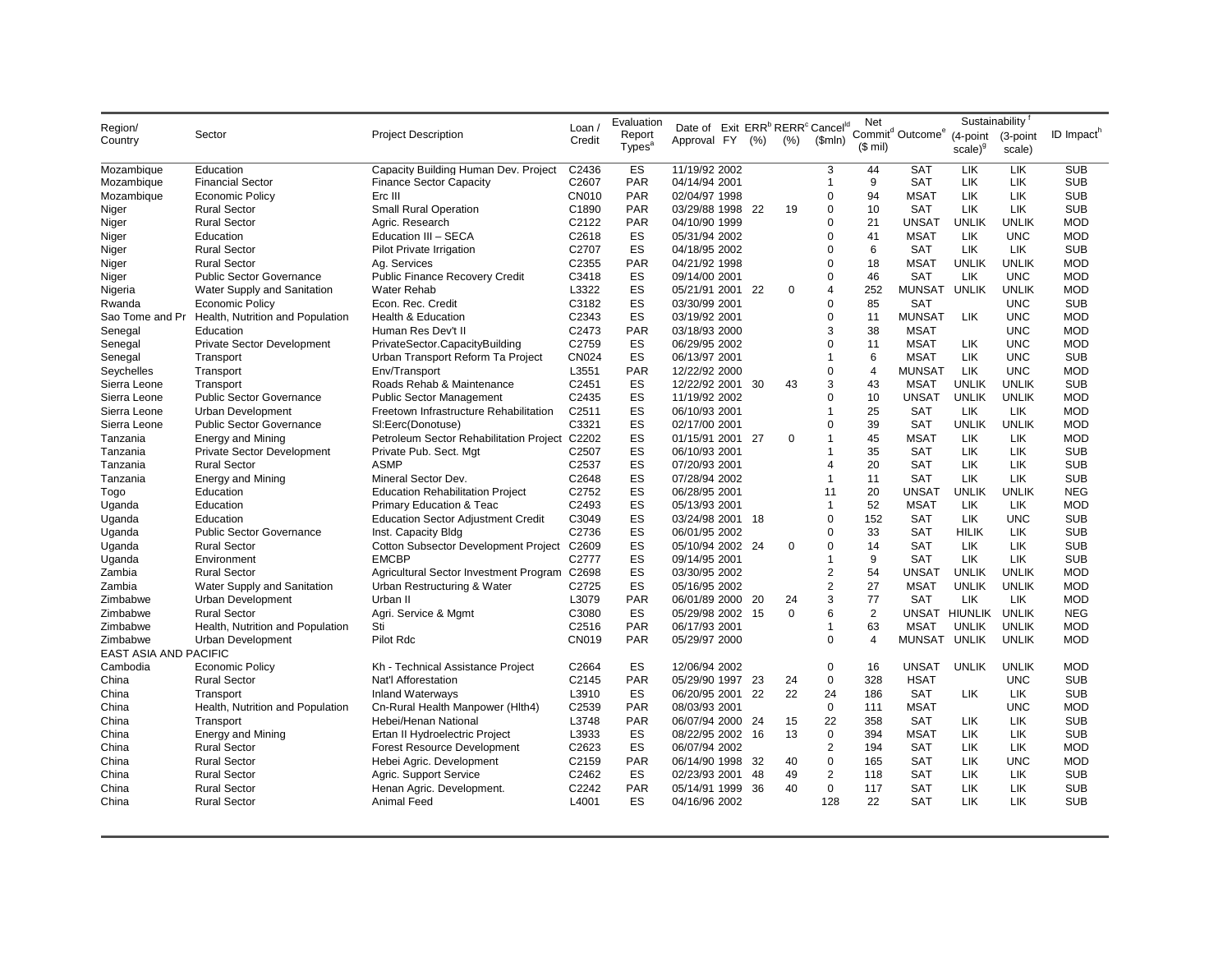| Region/ Country | Sector | Project Description | Loan / Credit | Evaluation Report Types[a] | Date of Approval | Exit FY | ERR[b] (%) | RERR[c] (%) | Cancel[d] ($mln) | Net Commit[d] ($ mil) | Outcome[e] | Sustainability[f] (4-point scale)[g] | (3-point scale) | ID Impact[h] |
|---|---|---|---|---|---|---|---|---|---|---|---|---|---|---|
| Mozambique | Education | Capacity Building Human Dev. Project | C2436 | ES | 11/19/92 | 2002 | | | 3 | 44 | SAT | LIK | LIK | SUB |
| Mozambique | Financial Sector | Finance Sector Capacity | C2607 | PAR | 04/14/94 | 2001 | | | 1 | 9 | SAT | LIK | LIK | SUB |
| Mozambique | Economic Policy | Erc III | CN010 | PAR | 02/04/97 | 1998 | | | 0 | 94 | MSAT | LIK | LIK | SUB |
| Niger | Rural Sector | Small Rural Operation | C1890 | PAR | 03/29/88 | 1998 | 22 | 19 | 0 | 10 | SAT | LIK | LIK | SUB |
| Niger | Rural Sector | Agric. Research | C2122 | PAR | 04/10/90 | 1999 | | | 0 | 21 | UNSAT | UNLIK | UNLIK | MOD |
| Niger | Education | Education III – SECA | C2618 | ES | 05/31/94 | 2002 | | | 0 | 41 | MSAT | LIK | UNC | MOD |
| Niger | Rural Sector | Pilot Private Irrigation | C2707 | ES | 04/18/95 | 2002 | | | 0 | 6 | SAT | LIK | LIK | SUB |
| Niger | Rural Sector | Ag. Services | C2355 | PAR | 04/21/92 | 1998 | | | 0 | 18 | MSAT | UNLIK | UNLIK | MOD |
| Niger | Public Sector Governance | Public Finance Recovery Credit | C3418 | ES | 09/14/00 | 2001 | | | 0 | 46 | SAT | LIK | UNC | MOD |
| Nigeria | Water Supply and Sanitation | Water Rehab | L3322 | ES | 05/21/91 | 2001 | 22 | 0 | 4 | 252 | MUNSAT | UNLIK | UNLIK | MOD |
| Rwanda | Economic Policy | Econ. Rec. Credit | C3182 | ES | 03/30/99 | 2001 | | | 0 | 85 | SAT | | UNC | SUB |
| Sao Tome and Pr | Health, Nutrition and Population | Health & Education | C2343 | ES | 03/19/92 | 2001 | | | 0 | 11 | MUNSAT | LIK | UNC | MOD |
| Senegal | Education | Human Res Dev't II | C2473 | PAR | 03/18/93 | 2000 | | | 3 | 38 | MSAT | | UNC | MOD |
| Senegal | Private Sector Development | PrivateSector.CapacityBuilding | C2759 | ES | 06/29/95 | 2002 | | | 0 | 11 | MSAT | LIK | UNC | MOD |
| Senegal | Transport | Urban Transport Reform Ta Project | CN024 | ES | 06/13/97 | 2001 | | | 1 | 6 | MSAT | LIK | UNC | SUB |
| Seychelles | Transport | Env/Transport | L3551 | PAR | 12/22/92 | 2000 | | | 0 | 4 | MUNSAT | LIK | UNC | MOD |
| Sierra Leone | Transport | Roads Rehab & Maintenance | C2451 | ES | 12/22/92 | 2001 | 30 | 43 | 3 | 43 | MSAT | UNLIK | UNLIK | SUB |
| Sierra Leone | Public Sector Governance | Public Sector Management | C2435 | ES | 11/19/92 | 2002 | | | 0 | 10 | UNSAT | UNLIK | UNLIK | MOD |
| Sierra Leone | Urban Development | Freetown Infrastructure Rehabilitation | C2511 | ES | 06/10/93 | 2001 | | | 1 | 25 | SAT | LIK | LIK | MOD |
| Sierra Leone | Public Sector Governance | Sl:Eerc(Donotuse) | C3321 | ES | 02/17/00 | 2001 | | | 0 | 39 | SAT | UNLIK | UNLIK | MOD |
| Tanzania | Energy and Mining | Petroleum Sector Rehabilitation Project | C2202 | ES | 01/15/91 | 2001 | 27 | 0 | 1 | 45 | MSAT | LIK | LIK | MOD |
| Tanzania | Private Sector Development | Private Pub. Sect. Mgt | C2507 | ES | 06/10/93 | 2001 | | | 1 | 35 | SAT | LIK | LIK | SUB |
| Tanzania | Rural Sector | ASMP | C2537 | ES | 07/20/93 | 2001 | | | 4 | 20 | SAT | LIK | LIK | SUB |
| Tanzania | Energy and Mining | Mineral Sector Dev. | C2648 | ES | 07/28/94 | 2002 | | | 1 | 11 | SAT | LIK | LIK | SUB |
| Togo | Education | Education Rehabilitation Project | C2752 | ES | 06/28/95 | 2001 | | | 11 | 20 | UNSAT | UNLIK | UNLIK | NEG |
| Uganda | Education | Primary Education & Teac | C2493 | ES | 05/13/93 | 2001 | | | 1 | 52 | MSAT | LIK | LIK | MOD |
| Uganda | Education | Education Sector Adjustment Credit | C3049 | ES | 03/24/98 | 2001 | 18 | | 0 | 152 | SAT | LIK | UNC | SUB |
| Uganda | Public Sector Governance | Inst. Capacity Bldg | C2736 | ES | 06/01/95 | 2002 | | | 0 | 33 | SAT | HILIK | LIK | SUB |
| Uganda | Rural Sector | Cotton Subsector Development Project | C2609 | ES | 05/10/94 | 2002 | 24 | 0 | 0 | 14 | SAT | LIK | LIK | SUB |
| Uganda | Environment | EMCBP | C2777 | ES | 09/14/95 | 2001 | | | 1 | 9 | SAT | LIK | LIK | SUB |
| Zambia | Rural Sector | Agricultural Sector Investment Program | C2698 | ES | 03/30/95 | 2002 | | | 2 | 54 | UNSAT | UNLIK | UNLIK | MOD |
| Zambia | Water Supply and Sanitation | Urban Restructuring & Water | C2725 | ES | 05/16/95 | 2002 | | | 2 | 27 | MSAT | UNLIK | UNLIK | MOD |
| Zimbabwe | Urban Development | Urban II | L3079 | PAR | 06/01/89 | 2000 | 20 | 24 | 3 | 77 | SAT | LIK | LIK | MOD |
| Zimbabwe | Rural Sector | Agri. Service & Mgmt | C3080 | ES | 05/29/98 | 2002 | 15 | 0 | 6 | 2 | UNSAT | HIUNLIK | UNLIK | NEG |
| Zimbabwe | Health, Nutrition and Population | Sti | C2516 | PAR | 06/17/93 | 2001 | | | 1 | 63 | MSAT | UNLIK | UNLIK | MOD |
| Zimbabwe | Urban Development | Pilot Rdc | CN019 | PAR | 05/29/97 | 2000 | | | 0 | 4 | MUNSAT | UNLIK | UNLIK | MOD |
| EAST ASIA AND PACIFIC | | | | | | | | | | | | | | |
| Cambodia | Economic Policy | Kh - Technical Assistance Project | C2664 | ES | 12/06/94 | 2002 | | | 0 | 16 | UNSAT | UNLIK | UNLIK | MOD |
| China | Rural Sector | Nat'l Afforestation | C2145 | PAR | 05/29/90 | 1997 | 23 | 24 | 0 | 328 | HSAT | | UNC | SUB |
| China | Transport | Inland Waterways | L3910 | ES | 06/20/95 | 2001 | 22 | 22 | 24 | 186 | SAT | LIK | LIK | SUB |
| China | Health, Nutrition and Population | Cn-Rural Health Manpower (Hlth4) | C2539 | PAR | 08/03/93 | 2001 | | | 0 | 111 | MSAT | | UNC | MOD |
| China | Transport | Hebei/Henan National | L3748 | PAR | 06/07/94 | 2000 | 24 | 15 | 22 | 358 | SAT | LIK | LIK | SUB |
| China | Energy and Mining | Ertan II Hydroelectric Project | L3933 | ES | 08/22/95 | 2002 | 16 | 13 | 0 | 394 | MSAT | LIK | LIK | SUB |
| China | Rural Sector | Forest Resource Development | C2623 | ES | 06/07/94 | 2002 | | | 2 | 194 | SAT | LIK | LIK | MOD |
| China | Rural Sector | Hebei Agric. Development | C2159 | PAR | 06/14/90 | 1998 | 32 | 40 | 0 | 165 | SAT | LIK | UNC | MOD |
| China | Rural Sector | Agric. Support Service | C2462 | ES | 02/23/93 | 2001 | 48 | 49 | 2 | 118 | SAT | LIK | LIK | SUB |
| China | Rural Sector | Henan Agric. Development. | C2242 | PAR | 05/14/91 | 1999 | 36 | 40 | 0 | 117 | SAT | LIK | LIK | SUB |
| China | Rural Sector | Animal Feed | L4001 | ES | 04/16/96 | 2002 | | | 128 | 22 | SAT | LIK | LIK | SUB |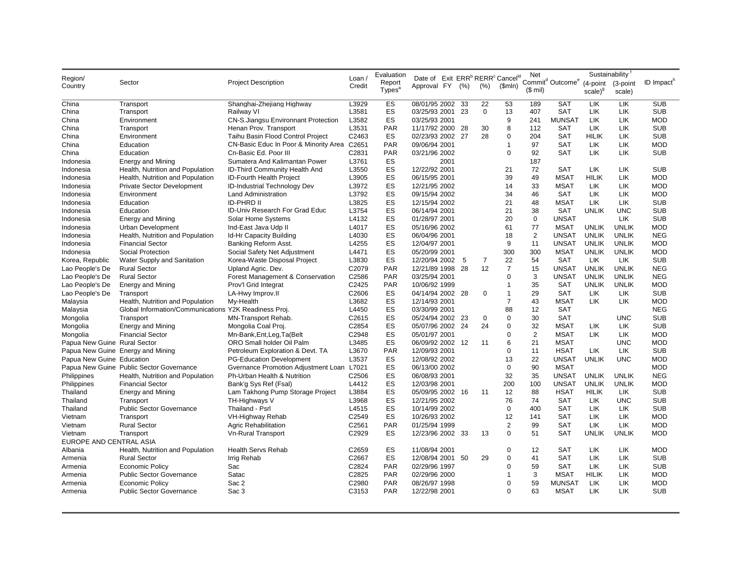| Region/ Country | Sector | Project Description | Loan / Credit | Evaluation Report Types[a] | Date of Approval | Exit FY | ERR[b] (%) | RERR[c] (%) | Cancel[d] ($mln) | Net Commit[d] ($ mil) | Outcome[e] | Sustainability[f] (4-point scale)[g] | Sustainability[f] (3-point scale) | ID Impact[h] |
|---|---|---|---|---|---|---|---|---|---|---|---|---|---|---|
| China | Transport | Shanghai-Zhejiang Highway | L3929 | ES | 08/01/95 | 2002 | 33 | 22 | 53 | 189 | SAT | LIK | LIK | SUB |
| China | Transport | Railway VI | L3581 | ES | 03/25/93 | 2001 | 23 | 0 | 13 | 407 | SAT | LIK | LIK | SUB |
| China | Environment | CN-S.Jiangsu Environnant Protection | L3582 | ES | 03/25/93 | 2001 | | | 9 | 241 | MUNSAT | LIK | LIK | MOD |
| China | Transport | Henan Prov. Transport | L3531 | PAR | 11/17/92 | 2000 | 28 | 30 | 8 | 112 | SAT | LIK | LIK | SUB |
| China | Environment | Taihu Basin Flood Control Project | C2463 | ES | 02/23/93 | 2002 | 27 | 28 | 0 | 204 | SAT | HILIK | LIK | SUB |
| China | Education | CN-Basic Educ In Poor & Minority Area | C2651 | PAR | 09/06/94 | 2001 | | | 1 | 97 | SAT | LIK | LIK | MOD |
| China | Education | Cn-Basic Ed. Poor III | C2831 | PAR | 03/21/96 | 2002 | | | 0 | 92 | SAT | LIK | LIK | SUB |
| Indonesia | Energy and Mining | Sumatera And Kalimantan Power | L3761 | ES | | 2001 | | | | 187 | | | | |
| Indonesia | Health, Nutrition and Population | ID-Third Community Health And | L3550 | ES | 12/22/92 | 2001 | | | 21 | 72 | SAT | LIK | LIK | SUB |
| Indonesia | Health, Nutrition and Population | ID-Fourth Health Project | L3905 | ES | 06/15/95 | 2001 | | | 39 | 49 | MSAT | HILIK | LIK | MOD |
| Indonesia | Private Sector Development | ID-Industrial Technology Dev | L3972 | ES | 12/21/95 | 2002 | | | 14 | 33 | MSAT | LIK | LIK | MOD |
| Indonesia | Environment | Land Administration | L3792 | ES | 09/15/94 | 2002 | | | 34 | 46 | SAT | LIK | LIK | MOD |
| Indonesia | Education | ID-PHRD II | L3825 | ES | 12/15/94 | 2002 | | | 21 | 48 | MSAT | LIK | LIK | SUB |
| Indonesia | Education | ID-Univ Research For Grad Educ | L3754 | ES | 06/14/94 | 2001 | | | 21 | 38 | SAT | UNLIK | UNC | SUB |
| Indonesia | Energy and Mining | Solar Home Systems | L4132 | ES | 01/28/97 | 2001 | | | 20 | 0 | UNSAT | | LIK | SUB |
| Indonesia | Urban Development | Ind-East Java Udp II | L4017 | ES | 05/16/96 | 2002 | | | 61 | 77 | MSAT | UNLIK | UNLIK | MOD |
| Indonesia | Health, Nutrition and Population | Id-Hr Capacity Building | L4030 | ES | 06/04/96 | 2001 | | | 18 | 2 | UNSAT | UNLIK | UNLIK | NEG |
| Indonesia | Financial Sector | Banking Reform Asst. | L4255 | ES | 12/04/97 | 2001 | | | 9 | 11 | UNSAT | UNLIK | UNLIK | MOD |
| Indonesia | Social Protection | Social Safety Net Adjustment | L4471 | ES | 05/20/99 | 2001 | | | 300 | 300 | MSAT | UNLIK | UNLIK | MOD |
| Korea, Republic | Water Supply and Sanitation | Korea-Waste Disposal Project | L3830 | ES | 12/20/94 | 2002 | 5 | 7 | 22 | 54 | SAT | LIK | LIK | SUB |
| Lao People's De | Rural Sector | Upland Agric. Dev. | C2079 | PAR | 12/21/89 | 1998 | 28 | 12 | 7 | 15 | UNSAT | UNLIK | UNLIK | NEG |
| Lao People's De | Rural Sector | Forest Management & Conservation | C2586 | PAR | 03/25/94 | 2001 | | | 0 | 3 | UNSAT | UNLIK | UNLIK | NEG |
| Lao People's De | Energy and Mining | Prov'l Grid Integrat | C2425 | PAR | 10/06/92 | 1999 | | | 1 | 35 | SAT | UNLIK | UNLIK | MOD |
| Lao People's De | Transport | LA-Hwy Improv.II | C2606 | ES | 04/14/94 | 2002 | 28 | 0 | 1 | 29 | SAT | LIK | LIK | SUB |
| Malaysia | Health, Nutrition and Population | My-Health | L3682 | ES | 12/14/93 | 2001 | | | 7 | 43 | MSAT | LIK | LIK | MOD |
| Malaysia | Global Information/Communications | Y2K Readiness Proj. | L4450 | ES | 03/30/99 | 2001 | | | 88 | 12 | SAT | | | NEG |
| Mongolia | Transport | MN-Transport Rehab. | C2615 | ES | 05/24/94 | 2002 | 23 | 0 | 0 | 30 | SAT | | UNC | SUB |
| Mongolia | Energy and Mining | Mongolia Coal Proj. | C2854 | ES | 05/07/96 | 2002 | 24 | 24 | 0 | 32 | MSAT | LIK | LIK | SUB |
| Mongolia | Financial Sector | Mn-Bank,Ent,Leg,Ta(Belt | C2948 | ES | 05/01/97 | 2001 | | | 0 | 2 | MSAT | LIK | LIK | MOD |
| Papua New Guine | Rural Sector | ORO Small holder Oil Palm | L3485 | ES | 06/09/92 | 2002 | 12 | 11 | 6 | 21 | MSAT | | UNC | MOD |
| Papua New Guine | Energy and Mining | Petroleum Exploration & Devt. TA | L3670 | PAR | 12/09/93 | 2001 | | | 0 | 11 | HSAT | LIK | LIK | SUB |
| Papua New Guine | Education | PG-Education Development | L3537 | ES | 12/08/92 | 2002 | | | 13 | 22 | UNSAT | UNLIK | UNC | MOD |
| Papua New Guine | Public Sector Governance | Gvernance Promotion Adjustment Loan | L7021 | ES | 06/13/00 | 2002 | | | 0 | 90 | MSAT | | | MOD |
| Philippines | Health, Nutrition and Population | Ph-Urban Health & Nutrition | C2506 | ES | 06/08/93 | 2001 | | | 32 | 35 | UNSAT | UNLIK | UNLIK | NEG |
| Philippines | Financial Sector | Bank'g Sys Ref (Fsal) | L4412 | ES | 12/03/98 | 2001 | | | 200 | 100 | UNSAT | UNLIK | UNLIK | MOD |
| Thailand | Energy and Mining | Lam Takhong Pump Storage Project | L3884 | ES | 05/09/95 | 2002 | 16 | 11 | 12 | 88 | HSAT | HILIK | LIK | SUB |
| Thailand | Transport | TH-Highways V | L3968 | ES | 12/21/95 | 2002 | | | 76 | 74 | SAT | LIK | UNC | SUB |
| Thailand | Public Sector Governance | Thailand - Psrl | L4515 | ES | 10/14/99 | 2002 | | | 0 | 400 | SAT | LIK | LIK | SUB |
| Vietnam | Transport | VH-Highway Rehab | C2549 | ES | 10/26/93 | 2002 | | | 12 | 141 | SAT | LIK | LIK | MOD |
| Vietnam | Rural Sector | Agric Rehabilitation | C2561 | PAR | 01/25/94 | 1999 | | | 2 | 99 | SAT | LIK | LIK | MOD |
| Vietnam | Transport | Vn-Rural Transport | C2929 | ES | 12/23/96 | 2002 | 33 | 13 | 0 | 51 | SAT | UNLIK | UNLIK | MOD |
| EUROPE AND CENTRAL ASIA | | | | | | | | | | | | | | |
| Albania | Health, Nutrition and Population | Health Servs Rehab | C2659 | ES | 11/08/94 | 2001 | | | 0 | 12 | SAT | LIK | LIK | MOD |
| Armenia | Rural Sector | Irrig Rehab | C2667 | ES | 12/08/94 | 2001 | 50 | 29 | 0 | 41 | SAT | LIK | LIK | SUB |
| Armenia | Economic Policy | Sac | C2824 | PAR | 02/29/96 | 1997 | | | 0 | 59 | SAT | LIK | LIK | SUB |
| Armenia | Public Sector Governance | Satac | C2825 | PAR | 02/29/96 | 2000 | | | 1 | 3 | MSAT | HILIK | LIK | MOD |
| Armenia | Economic Policy | Sac 2 | C2980 | PAR | 08/26/97 | 1998 | | | 0 | 59 | MUNSAT | LIK | LIK | MOD |
| Armenia | Public Sector Governance | Sac 3 | C3153 | PAR | 12/22/98 | 2001 | | | 0 | 63 | MSAT | LIK | LIK | SUB |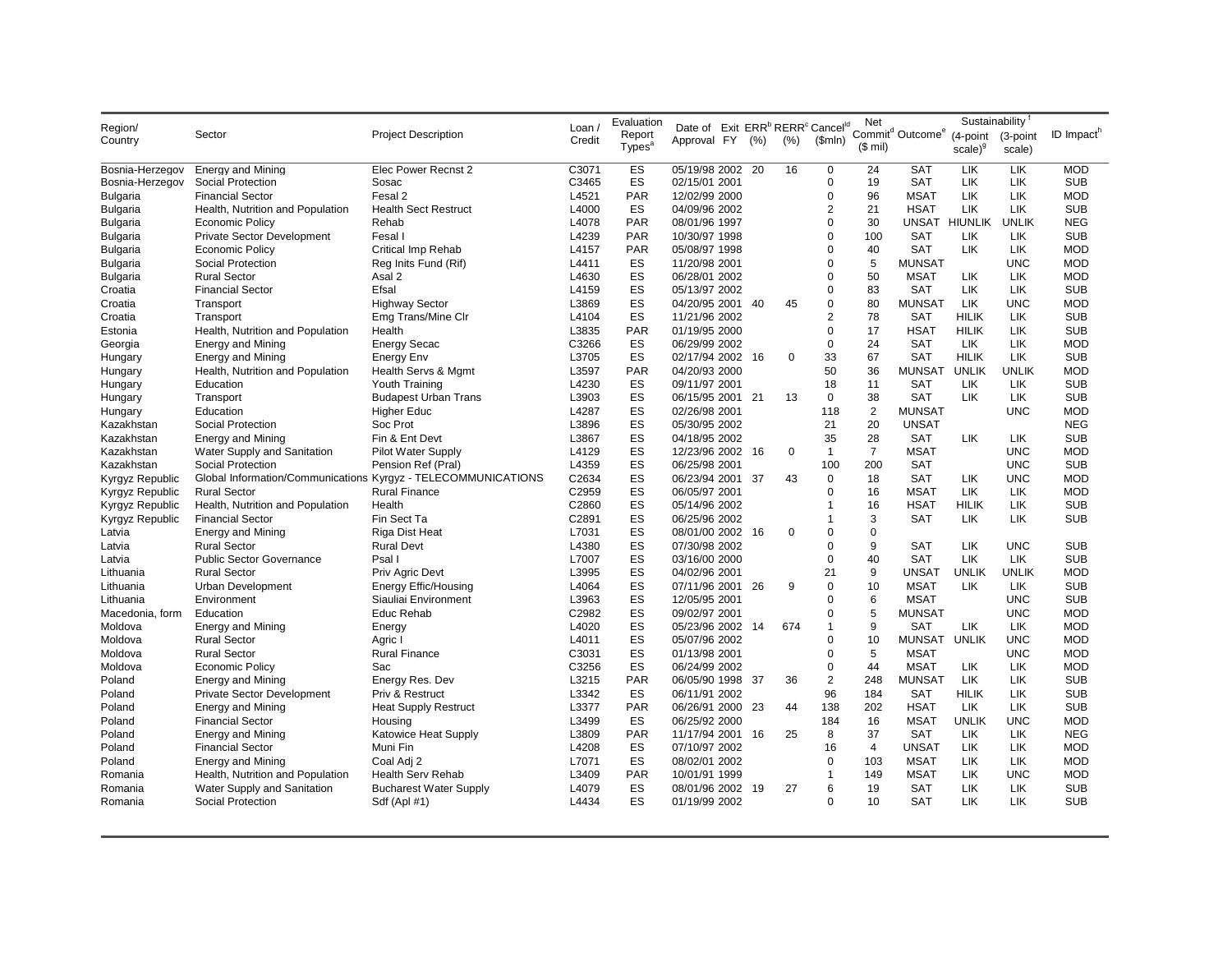| Region/ Country | Sector | Project Description | Loan / Credit | Evaluation Report Types[a] | Date of Approval | Exit FY | ERR[b] (%) | RERR[c] (%) | Cancel[d] ($mln) | Net Commit[d] ($ mil) | Outcome[e] | Sustainability[f] (4-point scale)[g] | Sustainability[f] (3-point scale) | ID Impact[h] |
|---|---|---|---|---|---|---|---|---|---|---|---|---|---|---|
| Bosnia-Herzegov | Energy and Mining | Elec Power Recnst 2 | C3071 | ES | 05/19/98 | 2002 | 20 | 16 | 0 | 24 | SAT | LIK | LIK | MOD |
| Bosnia-Herzegov | Social Protection | Sosac | C3465 | ES | 02/15/01 | 2001 | | | 0 | 19 | SAT | LIK | LIK | SUB |
| Bulgaria | Financial Sector | Fesal 2 | L4521 | PAR | 12/02/99 | 2000 | | | 0 | 96 | MSAT | LIK | LIK | MOD |
| Bulgaria | Health, Nutrition and Population | Health Sect Restruct | L4000 | ES | 04/09/96 | 2002 | | | 2 | 21 | HSAT | LIK | LIK | SUB |
| Bulgaria | Economic Policy | Rehab | L4078 | PAR | 08/01/96 | 1997 | | | 0 | 30 | UNSAT | HIUNLIK | UNLIK | NEG |
| Bulgaria | Private Sector Development | Fesal I | L4239 | PAR | 10/30/97 | 1998 | | | 0 | 100 | SAT | LIK | LIK | SUB |
| Bulgaria | Economic Policy | Critical Imp Rehab | L4157 | PAR | 05/08/97 | 1998 | | | 0 | 40 | SAT | LIK | LIK | MOD |
| Bulgaria | Social Protection | Reg Inits Fund (Rif) | L4411 | ES | 11/20/98 | 2001 | | | 0 | 5 | MUNSAT | | UNC | MOD |
| Bulgaria | Rural Sector | Asal 2 | L4630 | ES | 06/28/01 | 2002 | | | 0 | 50 | MSAT | LIK | LIK | MOD |
| Croatia | Financial Sector | Efsal | L4159 | ES | 05/13/97 | 2002 | | | 0 | 83 | SAT | LIK | LIK | SUB |
| Croatia | Transport | Highway Sector | L3869 | ES | 04/20/95 | 2001 | 40 | 45 | 0 | 80 | MUNSAT | LIK | UNC | MOD |
| Croatia | Transport | Emg Trans/Mine Clr | L4104 | ES | 11/21/96 | 2002 | | | 2 | 78 | SAT | HILIK | LIK | SUB |
| Estonia | Health, Nutrition and Population | Health | L3835 | PAR | 01/19/95 | 2000 | | | 0 | 17 | HSAT | HILIK | LIK | SUB |
| Georgia | Energy and Mining | Energy Secac | C3266 | ES | 06/29/99 | 2002 | | | 0 | 24 | SAT | LIK | LIK | MOD |
| Hungary | Energy and Mining | Energy Env | L3705 | ES | 02/17/94 | 2002 | 16 | 0 | 33 | 67 | SAT | HILIK | LIK | SUB |
| Hungary | Health, Nutrition and Population | Health Servs & Mgmt | L3597 | PAR | 04/20/93 | 2000 | | | 50 | 36 | MUNSAT | UNLIK | UNLIK | MOD |
| Hungary | Education | Youth Training | L4230 | ES | 09/11/97 | 2001 | | | 18 | 11 | SAT | LIK | LIK | SUB |
| Hungary | Transport | Budapest Urban Trans | L3903 | ES | 06/15/95 | 2001 | 21 | 13 | 0 | 38 | SAT | LIK | LIK | SUB |
| Hungary | Education | Higher Educ | L4287 | ES | 02/26/98 | 2001 | | | 118 | 2 | MUNSAT | | UNC | MOD |
| Kazakhstan | Social Protection | Soc Prot | L3896 | ES | 05/30/95 | 2002 | | | 21 | 20 | UNSAT | | | NEG |
| Kazakhstan | Energy and Mining | Fin & Ent Devt | L3867 | ES | 04/18/95 | 2002 | | | 35 | 28 | SAT | LIK | LIK | SUB |
| Kazakhstan | Water Supply and Sanitation | Pilot Water Supply | L4129 | ES | 12/23/96 | 2002 | 16 | 0 | 1 | 7 | MSAT | | UNC | MOD |
| Kazakhstan | Social Protection | Pension Ref (Pral) | L4359 | ES | 06/25/98 | 2001 | | | 100 | 200 | SAT | | UNC | SUB |
| Kyrgyz Republic | Global Information/Communications | Kyrgyz - TELECOMMUNICATIONS | C2634 | ES | 06/23/94 | 2001 | 37 | 43 | 0 | 18 | SAT | LIK | UNC | MOD |
| Kyrgyz Republic | Rural Sector | Rural Finance | C2959 | ES | 06/05/97 | 2001 | | | 0 | 16 | MSAT | LIK | LIK | MOD |
| Kyrgyz Republic | Health, Nutrition and Population | Health | C2860 | ES | 05/14/96 | 2002 | | | 1 | 16 | HSAT | HILIK | LIK | SUB |
| Kyrgyz Republic | Financial Sector | Fin Sect Ta | C2891 | ES | 06/25/96 | 2002 | | | 1 | 3 | SAT | LIK | LIK | SUB |
| Latvia | Energy and Mining | Riga Dist Heat | L7031 | ES | 08/01/00 | 2002 | 16 | 0 | 0 | 0 | | | | |
| Latvia | Rural Sector | Rural Devt | L4380 | ES | 07/30/98 | 2002 | | | 0 | 9 | SAT | LIK | UNC | SUB |
| Latvia | Public Sector Governance | Psal I | L7007 | ES | 03/16/00 | 2000 | | | 0 | 40 | SAT | LIK | LIK | SUB |
| Lithuania | Rural Sector | Priv Agric Devt | L3995 | ES | 04/02/96 | 2001 | | | 21 | 9 | UNSAT | UNLIK | UNLIK | MOD |
| Lithuania | Urban Development | Energy Effic/Housing | L4064 | ES | 07/11/96 | 2001 | 26 | 9 | 0 | 10 | MSAT | LIK | LIK | SUB |
| Lithuania | Environment | Siauliai Environment | L3963 | ES | 12/05/95 | 2001 | | | 0 | 6 | MSAT | | UNC | SUB |
| Macedonia, form | Education | Educ Rehab | C2982 | ES | 09/02/97 | 2001 | | | 0 | 5 | MUNSAT | | UNC | MOD |
| Moldova | Energy and Mining | Energy | L4020 | ES | 05/23/96 | 2002 | 14 | 674 | 1 | 9 | SAT | LIK | LIK | MOD |
| Moldova | Rural Sector | Agric I | L4011 | ES | 05/07/96 | 2002 | | | 0 | 10 | MUNSAT | UNLIK | UNC | MOD |
| Moldova | Rural Sector | Rural Finance | C3031 | ES | 01/13/98 | 2001 | | | 0 | 5 | MSAT | | UNC | MOD |
| Moldova | Economic Policy | Sac | C3256 | ES | 06/24/99 | 2002 | | | 0 | 44 | MSAT | LIK | LIK | MOD |
| Poland | Energy and Mining | Energy Res. Dev | L3215 | PAR | 06/05/90 | 1998 | 37 | 36 | 2 | 248 | MUNSAT | LIK | LIK | SUB |
| Poland | Private Sector Development | Priv & Restruct | L3342 | ES | 06/11/91 | 2002 | | | 96 | 184 | SAT | HILIK | LIK | SUB |
| Poland | Energy and Mining | Heat Supply Restruct | L3377 | PAR | 06/26/91 | 2000 | 23 | 44 | 138 | 202 | HSAT | LIK | LIK | SUB |
| Poland | Financial Sector | Housing | L3499 | ES | 06/25/92 | 2000 | | | 184 | 16 | MSAT | UNLIK | UNC | MOD |
| Poland | Energy and Mining | Katowice Heat Supply | L3809 | PAR | 11/17/94 | 2001 | 16 | 25 | 8 | 37 | SAT | LIK | LIK | NEG |
| Poland | Financial Sector | Muni Fin | L4208 | ES | 07/10/97 | 2002 | | | 16 | 4 | UNSAT | LIK | LIK | MOD |
| Poland | Energy and Mining | Coal Adj 2 | L7071 | ES | 08/02/01 | 2002 | | | 0 | 103 | MSAT | LIK | LIK | MOD |
| Romania | Health, Nutrition and Population | Health Serv Rehab | L3409 | PAR | 10/01/91 | 1999 | | | 1 | 149 | MSAT | LIK | UNC | MOD |
| Romania | Water Supply and Sanitation | Bucharest Water Supply | L4079 | ES | 08/01/96 | 2002 | 19 | 27 | 6 | 19 | SAT | LIK | LIK | SUB |
| Romania | Social Protection | Sdf (Apl #1) | L4434 | ES | 01/19/99 | 2002 | | | 0 | 10 | SAT | LIK | LIK | SUB |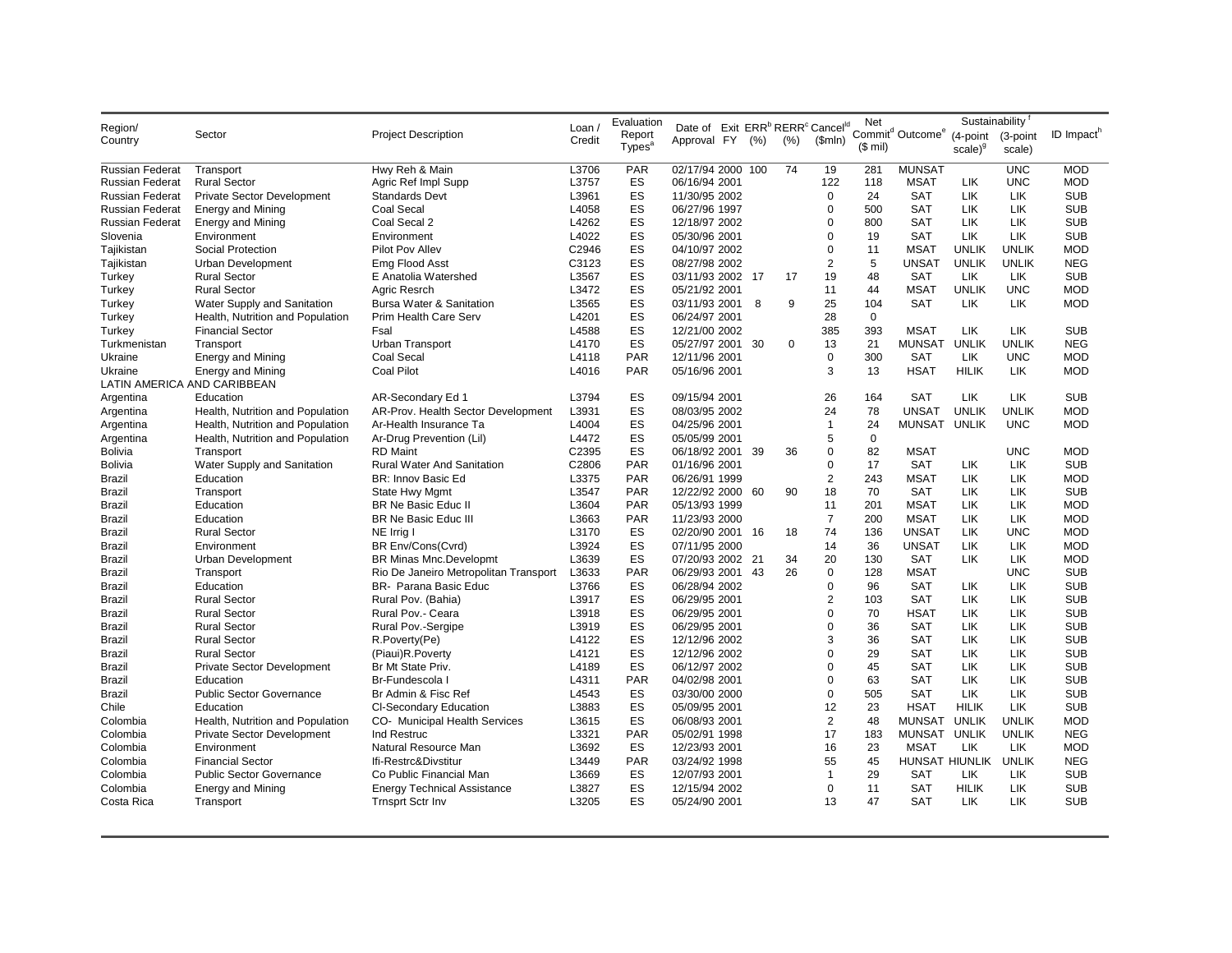| Region/ Country | Sector | Project Description | Loan / Credit | Evaluation Report Types[a] | Date of Approval | Exit FY | ERR[b] (%) | RERR[c] (%) | Cancel[d] ($mln) | Net Commit[d] ($ mil) | Outcome[e] | Sustainability[f] (4-point scale)[g] | Sustainability[f] (3-point scale) | ID Impact[h] |
|---|---|---|---|---|---|---|---|---|---|---|---|---|---|---|
| Russian Federat | Transport | Hwy Reh & Main | L3706 | PAR | 02/17/94 | 2000 | 100 | 74 | 19 | 281 | MUNSAT | | UNC | MOD |
| Russian Federat | Rural Sector | Agric Ref Impl Supp | L3757 | ES | 06/16/94 | 2001 | | | 122 | 118 | MSAT | LIK | UNC | MOD |
| Russian Federat | Private Sector Development | Standards Devt | L3961 | ES | 11/30/95 | 2002 | | | 0 | 24 | SAT | LIK | LIK | SUB |
| Russian Federat | Energy and Mining | Coal Secal | L4058 | ES | 06/27/96 | 1997 | | | 0 | 500 | SAT | LIK | LIK | SUB |
| Russian Federat | Energy and Mining | Coal Secal 2 | L4262 | ES | 12/18/97 | 2002 | | | 0 | 800 | SAT | LIK | LIK | SUB |
| Slovenia | Environment | Environment | L4022 | ES | 05/30/96 | 2001 | | | 0 | 19 | SAT | LIK | LIK | SUB |
| Tajikistan | Social Protection | Pilot Pov Allev | C2946 | ES | 04/10/97 | 2002 | | | 0 | 11 | MSAT | UNLIK | UNLIK | MOD |
| Tajikistan | Urban Development | Emg Flood Asst | C3123 | ES | 08/27/98 | 2002 | | | 2 | 5 | UNSAT | UNLIK | UNLIK | NEG |
| Turkey | Rural Sector | E Anatolia Watershed | L3567 | ES | 03/11/93 | 2002 | 17 | 17 | 19 | 48 | SAT | LIK | LIK | SUB |
| Turkey | Rural Sector | Agric Resrch | L3472 | ES | 05/21/92 | 2001 | | | 11 | 44 | MSAT | UNLIK | UNC | MOD |
| Turkey | Water Supply and Sanitation | Bursa Water & Sanitation | L3565 | ES | 03/11/93 | 2001 | 8 | 9 | 25 | 104 | SAT | LIK | LIK | MOD |
| Turkey | Health, Nutrition and Population | Prim Health Care Serv | L4201 | ES | 06/24/97 | 2001 | | | 28 | 0 | | | | |
| Turkey | Financial Sector | Fsal | L4588 | ES | 12/21/00 | 2002 | | | 385 | 393 | MSAT | LIK | LIK | SUB |
| Turkmenistan | Transport | Urban Transport | L4170 | ES | 05/27/97 | 2001 | 30 | 0 | 13 | 21 | MUNSAT | UNLIK | UNLIK | NEG |
| Ukraine | Energy and Mining | Coal Secal | L4118 | PAR | 12/11/96 | 2001 | | | 0 | 300 | SAT | LIK | UNC | MOD |
| Ukraine | Energy and Mining | Coal Pilot | L4016 | PAR | 05/16/96 | 2001 | | | 3 | 13 | HSAT | HILIK | LIK | MOD |
| LATIN AMERICA AND CARIBBEAN | | | | | | | | | | | | | | |
| Argentina | Education | AR-Secondary Ed 1 | L3794 | ES | 09/15/94 | 2001 | | | 26 | 164 | SAT | LIK | LIK | SUB |
| Argentina | Health, Nutrition and Population | AR-Prov. Health Sector Development | L3931 | ES | 08/03/95 | 2002 | | | 24 | 78 | UNSAT | UNLIK | UNLIK | MOD |
| Argentina | Health, Nutrition and Population | Ar-Health Insurance Ta | L4004 | ES | 04/25/96 | 2001 | | | 1 | 24 | MUNSAT | UNLIK | UNC | MOD |
| Argentina | Health, Nutrition and Population | Ar-Drug Prevention (Lil) | L4472 | ES | 05/05/99 | 2001 | | | 5 | 0 | | | | |
| Bolivia | Transport | RD Maint | C2395 | ES | 06/18/92 | 2001 | 39 | 36 | 0 | 82 | MSAT | | UNC | MOD |
| Bolivia | Water Supply and Sanitation | Rural Water And Sanitation | C2806 | PAR | 01/16/96 | 2001 | | | 0 | 17 | SAT | LIK | LIK | SUB |
| Brazil | Education | BR: Innov Basic Ed | L3375 | PAR | 06/26/91 | 1999 | | | 2 | 243 | MSAT | LIK | LIK | MOD |
| Brazil | Transport | State Hwy Mgmt | L3547 | PAR | 12/22/92 | 2000 | 60 | 90 | 18 | 70 | SAT | LIK | LIK | SUB |
| Brazil | Education | BR Ne Basic Educ II | L3604 | PAR | 05/13/93 | 1999 | | | 11 | 201 | MSAT | LIK | LIK | MOD |
| Brazil | Education | BR Ne Basic Educ III | L3663 | PAR | 11/23/93 | 2000 | | | 7 | 200 | MSAT | LIK | LIK | MOD |
| Brazil | Rural Sector | NE Irrig I | L3170 | ES | 02/20/90 | 2001 | 16 | 18 | 74 | 136 | UNSAT | LIK | UNC | MOD |
| Brazil | Environment | BR Env/Cons(Cvrd) | L3924 | ES | 07/11/95 | 2000 | | | 14 | 36 | UNSAT | LIK | LIK | MOD |
| Brazil | Urban Development | BR Minas Mnc.Developmt | L3639 | ES | 07/20/93 | 2002 | 21 | 34 | 20 | 130 | SAT | LIK | LIK | MOD |
| Brazil | Transport | Rio De Janeiro Metropolitan Transport | L3633 | PAR | 06/29/93 | 2001 | 43 | 26 | 0 | 128 | MSAT | | UNC | SUB |
| Brazil | Education | BR- Parana Basic Educ | L3766 | ES | 06/28/94 | 2002 | | | 0 | 96 | SAT | LIK | LIK | SUB |
| Brazil | Rural Sector | Rural Pov. (Bahia) | L3917 | ES | 06/29/95 | 2001 | | | 2 | 103 | SAT | LIK | LIK | SUB |
| Brazil | Rural Sector | Rural Pov.- Ceara | L3918 | ES | 06/29/95 | 2001 | | | 0 | 70 | HSAT | LIK | LIK | SUB |
| Brazil | Rural Sector | Rural Pov.-Sergipe | L3919 | ES | 06/29/95 | 2001 | | | 0 | 36 | SAT | LIK | LIK | SUB |
| Brazil | Rural Sector | R.Poverty(Pe) | L4122 | ES | 12/12/96 | 2002 | | | 3 | 36 | SAT | LIK | LIK | SUB |
| Brazil | Rural Sector | (Piaui)R.Poverty | L4121 | ES | 12/12/96 | 2002 | | | 0 | 29 | SAT | LIK | LIK | SUB |
| Brazil | Private Sector Development | Br Mt State Priv. | L4189 | ES | 06/12/97 | 2002 | | | 0 | 45 | SAT | LIK | LIK | SUB |
| Brazil | Education | Br-Fundescola I | L4311 | PAR | 04/02/98 | 2001 | | | 0 | 63 | SAT | LIK | LIK | SUB |
| Brazil | Public Sector Governance | Br Admin & Fisc Ref | L4543 | ES | 03/30/00 | 2000 | | | 0 | 505 | SAT | LIK | LIK | SUB |
| Chile | Education | Cl-Secondary Education | L3883 | ES | 05/09/95 | 2001 | | | 12 | 23 | HSAT | HILIK | LIK | SUB |
| Colombia | Health, Nutrition and Population | CO- Municipal Health Services | L3615 | ES | 06/08/93 | 2001 | | | 2 | 48 | MUNSAT | UNLIK | UNLIK | MOD |
| Colombia | Private Sector Development | Ind Restruc | L3321 | PAR | 05/02/91 | 1998 | | | 17 | 183 | MUNSAT | UNLIK | UNLIK | NEG |
| Colombia | Environment | Natural Resource Man | L3692 | ES | 12/23/93 | 2001 | | | 16 | 23 | MSAT | LIK | LIK | MOD |
| Colombia | Financial Sector | Ifi-Restrc&Divstitur | L3449 | PAR | 03/24/92 | 1998 | | | 55 | 45 | HUNSAT | HIUNLIK | UNLIK | NEG |
| Colombia | Public Sector Governance | Co Public Financial Man | L3669 | ES | 12/07/93 | 2001 | | | 1 | 29 | SAT | LIK | LIK | SUB |
| Colombia | Energy and Mining | Energy Technical Assistance | L3827 | ES | 12/15/94 | 2002 | | | 0 | 11 | SAT | HILIK | LIK | SUB |
| Costa Rica | Transport | Trnsprt Sctr Inv | L3205 | ES | 05/24/90 | 2001 | | | 13 | 47 | SAT | LIK | LIK | SUB |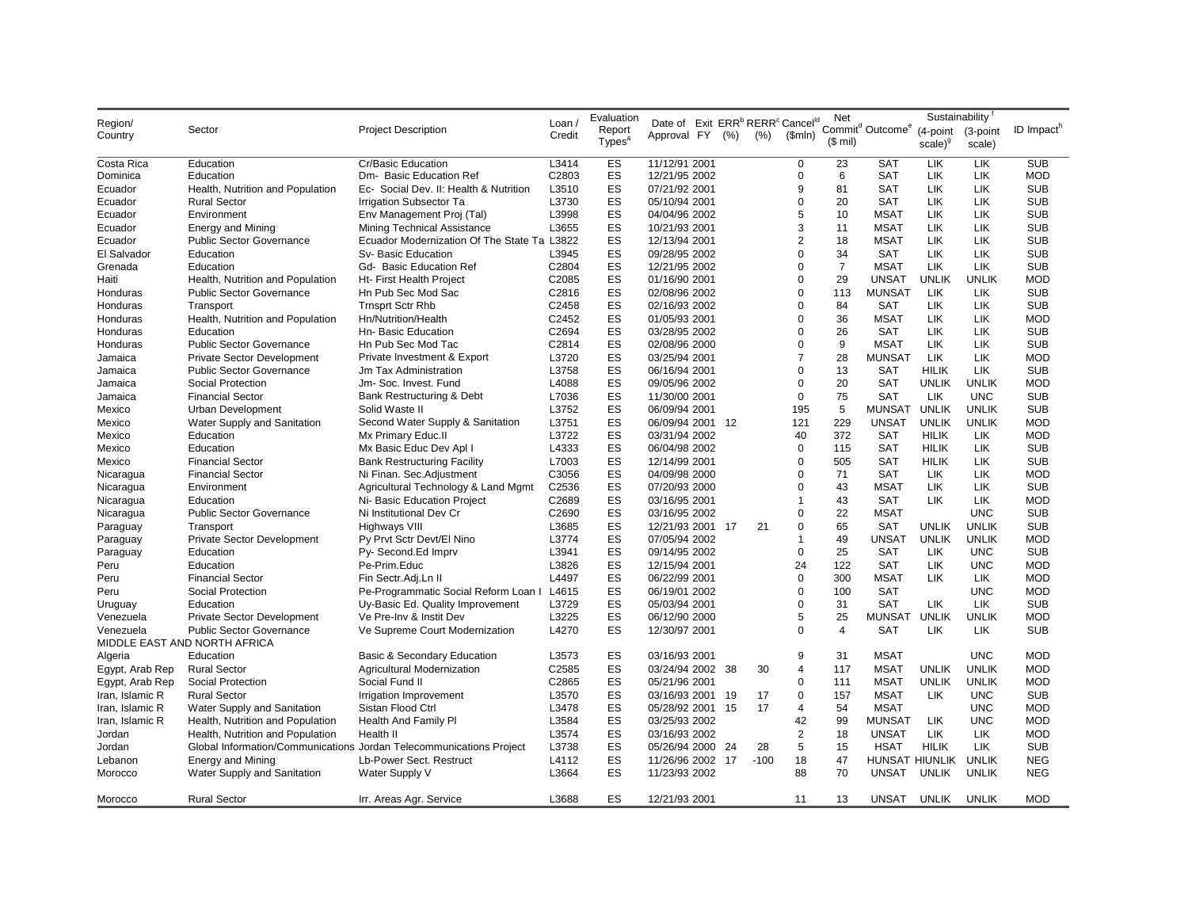| Region/ Country | Sector | Project Description | Loan / Credit | Evaluation Report Types[a] | Date of Approval | Exit FY | ERR[b] (%) | RERR[c] (%) | Cancel[d] ($mln) | Net Commit[d] ($ mil) | Outcome[e] | Sustainability[f] (4-point scale)[g] | (3-point scale) | ID Impact[h] |
|---|---|---|---|---|---|---|---|---|---|---|---|---|---|---|
| Costa Rica | Education | Cr/Basic Education | L3414 | ES | 11/12/91 | 2001 | | | 0 | 23 | SAT | LIK | LIK | SUB |
| Dominica | Education | Dm- Basic Education Ref | C2803 | ES | 12/21/95 | 2002 | | | 0 | 6 | SAT | LIK | LIK | MOD |
| Ecuador | Health, Nutrition and Population | Ec- Social Dev. II: Health & Nutrition | L3510 | ES | 07/21/92 | 2001 | | | 9 | 81 | SAT | LIK | LIK | SUB |
| Ecuador | Rural Sector | Irrigation Subsector Ta | L3730 | ES | 05/10/94 | 2001 | | | 0 | 20 | SAT | LIK | LIK | SUB |
| Ecuador | Environment | Env Management Proj (Tal) | L3998 | ES | 04/04/96 | 2002 | | | 5 | 10 | MSAT | LIK | LIK | SUB |
| Ecuador | Energy and Mining | Mining Technical Assistance | L3655 | ES | 10/21/93 | 2001 | | | 3 | 11 | MSAT | LIK | LIK | SUB |
| Ecuador | Public Sector Governance | Ecuador Modernization Of The State Ta | L3822 | ES | 12/13/94 | 2001 | | | 2 | 18 | MSAT | LIK | LIK | SUB |
| El Salvador | Education | Sv- Basic Education | L3945 | ES | 09/28/95 | 2002 | | | 0 | 34 | SAT | LIK | LIK | SUB |
| Grenada | Education | Gd- Basic Education Ref | C2804 | ES | 12/21/95 | 2002 | | | 0 | 7 | MSAT | LIK | LIK | SUB |
| Haiti | Health, Nutrition and Population | Ht- First Health Project | C2085 | ES | 01/16/90 | 2001 | | | 0 | 29 | UNSAT | UNLIK | UNLIK | MOD |
| Honduras | Public Sector Governance | Hn Pub Sec Mod Sac | C2816 | ES | 02/08/96 | 2002 | | | 0 | 113 | MUNSAT | LIK | LIK | SUB |
| Honduras | Transport | Trnsprt Sctr Rhb | C2458 | ES | 02/16/93 | 2002 | | | 0 | 84 | SAT | LIK | LIK | SUB |
| Honduras | Health, Nutrition and Population | Hn/Nutrition/Health | C2452 | ES | 01/05/93 | 2001 | | | 0 | 36 | MSAT | LIK | LIK | MOD |
| Honduras | Education | Hn- Basic Education | C2694 | ES | 03/28/95 | 2002 | | | 0 | 26 | SAT | LIK | LIK | SUB |
| Honduras | Public Sector Governance | Hn Pub Sec Mod Tac | C2814 | ES | 02/08/96 | 2000 | | | 0 | 9 | MSAT | LIK | LIK | SUB |
| Jamaica | Private Sector Development | Private Investment & Export | L3720 | ES | 03/25/94 | 2001 | | | 7 | 28 | MUNSAT | LIK | LIK | MOD |
| Jamaica | Public Sector Governance | Jm Tax Administration | L3758 | ES | 06/16/94 | 2001 | | | 0 | 13 | SAT | HILIK | LIK | SUB |
| Jamaica | Social Protection | Jm- Soc. Invest. Fund | L4088 | ES | 09/05/96 | 2002 | | | 0 | 20 | SAT | UNLIK | UNLIK | MOD |
| Jamaica | Financial Sector | Bank Restructuring & Debt | L7036 | ES | 11/30/00 | 2001 | | | 0 | 75 | SAT | LIK | UNC | SUB |
| Mexico | Urban Development | Solid Waste II | L3752 | ES | 06/09/94 | 2001 | | | 195 | 5 | MUNSAT | UNLIK | UNLIK | SUB |
| Mexico | Water Supply and Sanitation | Second Water Supply & Sanitation | L3751 | ES | 06/09/94 | 2001 | 12 | | 121 | 229 | UNSAT | UNLIK | UNLIK | MOD |
| Mexico | Education | Mx Primary Educ.II | L3722 | ES | 03/31/94 | 2002 | | | 40 | 372 | SAT | HILIK | LIK | MOD |
| Mexico | Education | Mx Basic Educ Dev Apl I | L4333 | ES | 06/04/98 | 2002 | | | 0 | 115 | SAT | HILIK | LIK | SUB |
| Mexico | Financial Sector | Bank Restructuring Facility | L7003 | ES | 12/14/99 | 2001 | | | 0 | 505 | SAT | HILIK | LIK | SUB |
| Nicaragua | Financial Sector | Ni Finan. Sec.Adjustment | C3056 | ES | 04/09/98 | 2000 | | | 0 | 71 | SAT | LIK | LIK | MOD |
| Nicaragua | Environment | Agricultural Technology & Land Mgmt | C2536 | ES | 07/20/93 | 2000 | | | 0 | 43 | MSAT | LIK | LIK | SUB |
| Nicaragua | Education | Ni- Basic Education Project | C2689 | ES | 03/16/95 | 2001 | | | 1 | 43 | SAT | LIK | LIK | MOD |
| Nicaragua | Public Sector Governance | Ni Institutional Dev Cr | C2690 | ES | 03/16/95 | 2002 | | | 0 | 22 | MSAT | | UNC | SUB |
| Paraguay | Transport | Highways VIII | L3685 | ES | 12/21/93 | 2001 | 17 | 21 | 0 | 65 | SAT | UNLIK | UNLIK | SUB |
| Paraguay | Private Sector Development | Py Prvt Sctr Devt/El Nino | L3774 | ES | 07/05/94 | 2002 | | | 1 | 49 | UNSAT | UNLIK | UNLIK | MOD |
| Paraguay | Education | Py- Second.Ed Imprv | L3941 | ES | 09/14/95 | 2002 | | | 0 | 25 | SAT | LIK | UNC | SUB |
| Peru | Education | Pe-Prim.Educ | L3826 | ES | 12/15/94 | 2001 | | | 24 | 122 | SAT | LIK | UNC | MOD |
| Peru | Financial Sector | Fin Sectr.Adj.Ln II | L4497 | ES | 06/22/99 | 2001 | | | 0 | 300 | MSAT | LIK | LIK | MOD |
| Peru | Social Protection | Pe-Programmatic Social Reform Loan I | L4615 | ES | 06/19/01 | 2002 | | | 0 | 100 | SAT | | UNC | MOD |
| Uruguay | Education | Uy-Basic Ed. Quality Improvement | L3729 | ES | 05/03/94 | 2001 | | | 0 | 31 | SAT | LIK | LIK | SUB |
| Venezuela | Private Sector Development | Ve Pre-Inv & Instit Dev | L3225 | ES | 06/12/90 | 2000 | | | 5 | 25 | MUNSAT | UNLIK | UNLIK | MOD |
| Venezuela | Public Sector Governance | Ve Supreme Court Modernization | L4270 | ES | 12/30/97 | 2001 | | | 0 | 4 | SAT | LIK | LIK | SUB |
| MIDDLE EAST AND NORTH AFRICA | | | | | | | | | | | | | | |
| Algeria | Education | Basic & Secondary Education | L3573 | ES | 03/16/93 | 2001 | | | 9 | 31 | MSAT | | UNC | MOD |
| Egypt, Arab Rep | Rural Sector | Agricultural Modernization | C2585 | ES | 03/24/94 | 2002 | 38 | 30 | 4 | 117 | MSAT | UNLIK | UNLIK | MOD |
| Egypt, Arab Rep | Social Protection | Social Fund II | C2865 | ES | 05/21/96 | 2001 | | | 0 | 111 | MSAT | UNLIK | UNLIK | MOD |
| Iran, Islamic R | Rural Sector | Irrigation Improvement | L3570 | ES | 03/16/93 | 2001 | 19 | 17 | 0 | 157 | MSAT | LIK | UNC | SUB |
| Iran, Islamic R | Water Supply and Sanitation | Sistan Flood Ctrl | L3478 | ES | 05/28/92 | 2001 | 15 | 17 | 4 | 54 | MSAT | | UNC | MOD |
| Iran, Islamic R | Health, Nutrition and Population | Health And Family Pl | L3584 | ES | 03/25/93 | 2002 | | | 42 | 99 | MUNSAT | LIK | UNC | MOD |
| Jordan | Health, Nutrition and Population | Health II | L3574 | ES | 03/16/93 | 2002 | | | 2 | 18 | UNSAT | LIK | LIK | MOD |
| Jordan | Global Information/Communications | Jordan Telecommunications Project | L3738 | ES | 05/26/94 | 2000 | 24 | 28 | 5 | 15 | HSAT | HILIK | LIK | SUB |
| Lebanon | Energy and Mining | Lb-Power Sect. Restruct | L4112 | ES | 11/26/96 | 2002 | 17 | -100 | 18 | 47 | HUNSAT | HIUNLIK | UNLIK | NEG |
| Morocco | Water Supply and Sanitation | Water Supply V | L3664 | ES | 11/23/93 | 2002 | | | 88 | 70 | UNSAT | UNLIK | UNLIK | NEG |
| Morocco | Rural Sector | Irr. Areas Agr. Service | L3688 | ES | 12/21/93 | 2001 | | | 11 | 13 | UNSAT | UNLIK | UNLIK | MOD |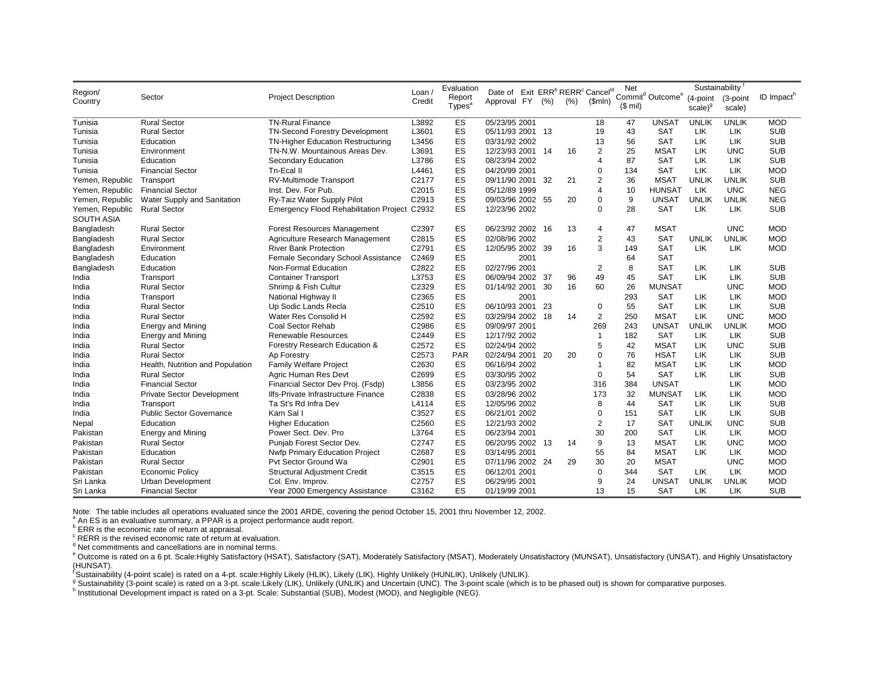| Region/ Country | Sector | Project Description | Loan / Credit | Evaluation Report Types[a] | Date of Approval | Exit FY | ERR[b] (%) | RERR[c] (%) | Cancel[d] ($mln) | Net Commit[d] ($ mil) | Outcome[e] | Sustainability[f] (4-point scale)[g] | Sustainability[f] (3-point scale) | ID Impact[h] |
|---|---|---|---|---|---|---|---|---|---|---|---|---|---|---|
| Tunisia | Rural Sector | TN-Rural Finance | L3892 | ES | 05/23/95 | 2001 | | | 18 | 47 | UNSAT | UNLIK | UNLIK | MOD |
| Tunisia | Rural Sector | TN-Second Forestry Development | L3601 | ES | 05/11/93 | 2001 | 13 | | 19 | 43 | SAT | LIK | LIK | SUB |
| Tunisia | Education | TN-Higher Education Restructuring | L3456 | ES | 03/31/92 | 2002 | | | 13 | 56 | SAT | LIK | LIK | SUB |
| Tunisia | Environment | TN-N.W. Mountainous Areas Dev. | L3691 | ES | 12/23/93 | 2001 | 14 | 16 | 2 | 25 | MSAT | LIK | UNC | SUB |
| Tunisia | Education | Secondary Education | L3786 | ES | 08/23/94 | 2002 | | | 4 | 87 | SAT | LIK | LIK | SUB |
| Tunisia | Financial Sector | Tn-Ecal II | L4461 | ES | 04/20/99 | 2001 | | | 0 | 134 | SAT | LIK | LIK | MOD |
| Yemen, Republic | Transport | RV-Multimode Transport | C2177 | ES | 09/11/90 | 2001 | 32 | 21 | 2 | 36 | MSAT | UNLIK | UNLIK | SUB |
| Yemen, Republic | Financial Sector | Inst. Dev. For Pub. | C2015 | ES | 05/12/89 | 1999 | | | 4 | 10 | HUNSAT | LIK | UNC | NEG |
| Yemen, Republic | Water Supply and Sanitation | Ry-Taiz Water Supply Pilot | C2913 | ES | 09/03/96 | 2002 | 55 | 20 | 0 | 9 | UNSAT | UNLIK | UNLIK | NEG |
| Yemen, Republic | Rural Sector | Emergency Flood Rehabilitation Project | C2932 | ES | 12/23/96 | 2002 | | | 0 | 28 | SAT | LIK | LIK | SUB |
| SOUTH ASIA | | | | | | | | | | | | | | |
| Bangladesh | Rural Sector | Forest Resources Management | C2397 | ES | 06/23/92 | 2002 | 16 | 13 | 4 | 47 | MSAT | | UNC | MOD |
| Bangladesh | Rural Sector | Agriculture Research Management | C2815 | ES | 02/08/96 | 2002 | | | 2 | 43 | SAT | UNLIK | UNLIK | MOD |
| Bangladesh | Environment | River Bank Protection | C2791 | ES | 12/05/95 | 2002 | 39 | 16 | 3 | 149 | SAT | LIK | LIK | MOD |
| Bangladesh | Education | Female Secondary School Assistance | C2469 | ES | | 2001 | | | | 64 | SAT | | | |
| Bangladesh | Education | Non-Formal Education | C2822 | ES | 02/27/96 | 2001 | | | 2 | 8 | SAT | LIK | LIK | SUB |
| India | Transport | Container Transport | L3753 | ES | 06/09/94 | 2002 | 37 | 96 | 49 | 45 | SAT | LIK | LIK | SUB |
| India | Rural Sector | Shrimp & Fish Cultur | C2329 | ES | 01/14/92 | 2001 | 30 | 16 | 60 | 26 | MUNSAT | | UNC | MOD |
| India | Transport | National Highway II | C2365 | ES | | 2001 | | | | 293 | SAT | LIK | LIK | MOD |
| India | Rural Sector | Up Sodic Lands Recla | C2510 | ES | 06/10/93 | 2001 | 23 | | 0 | 55 | SAT | LIK | LIK | SUB |
| India | Rural Sector | Water Res Consolid H | C2592 | ES | 03/29/94 | 2002 | 18 | 14 | 2 | 250 | MSAT | LIK | UNC | MOD |
| India | Energy and Mining | Coal Sector Rehab | C2986 | ES | 09/09/97 | 2001 | | | 269 | 243 | UNSAT | UNLIK | UNLIK | MOD |
| India | Energy and Mining | Renewable Resources | C2449 | ES | 12/17/92 | 2002 | | | 1 | 182 | SAT | LIK | LIK | SUB |
| India | Rural Sector | Forestry Research Education & | C2572 | ES | 02/24/94 | 2002 | | | 5 | 42 | MSAT | LIK | UNC | SUB |
| India | Rural Sector | Ap Forestry | C2573 | PAR | 02/24/94 | 2001 | 20 | 20 | 0 | 76 | HSAT | LIK | LIK | SUB |
| India | Health, Nutrition and Population | Family Welfare Project | C2630 | ES | 06/16/94 | 2002 | | | 1 | 82 | MSAT | LIK | LIK | MOD |
| India | Rural Sector | Agric Human Res Devt | C2699 | ES | 03/30/95 | 2002 | | | 0 | 54 | SAT | LIK | LIK | SUB |
| India | Financial Sector | Financial Sector Dev Proj. (Fsdp) | L3856 | ES | 03/23/95 | 2002 | | | 316 | 384 | UNSAT | | LIK | MOD |
| India | Private Sector Development | Ilfs-Private Infrastructure Finance | C2838 | ES | 03/28/96 | 2002 | | | 173 | 32 | MUNSAT | LIK | LIK | MOD |
| India | Transport | Ta St's Rd Infra Dev | L4114 | ES | 12/05/96 | 2002 | | | 8 | 44 | SAT | LIK | LIK | SUB |
| India | Public Sector Governance | Karn Sal I | C3527 | ES | 06/21/01 | 2002 | | | 0 | 151 | SAT | LIK | LIK | SUB |
| Nepal | Education | Higher Education | C2560 | ES | 12/21/93 | 2002 | | | 2 | 17 | SAT | UNLIK | UNC | SUB |
| Pakistan | Energy and Mining | Power Sect. Dev. Pro | L3764 | ES | 06/23/94 | 2001 | | | 30 | 200 | SAT | LIK | LIK | MOD |
| Pakistan | Rural Sector | Punjab Forest Sector Dev. | C2747 | ES | 06/20/95 | 2002 | 13 | 14 | 9 | 13 | MSAT | LIK | UNC | MOD |
| Pakistan | Education | Nwfp Primary Education Project | C2687 | ES | 03/14/95 | 2001 | | | 55 | 84 | MSAT | LIK | LIK | MOD |
| Pakistan | Rural Sector | Pvt Sector Ground Wa | C2901 | ES | 07/11/96 | 2002 | 24 | 29 | 30 | 20 | MSAT | | UNC | MOD |
| Pakistan | Economic Policy | Structural Adjustment Credit | C3515 | ES | 06/12/01 | 2001 | | | 0 | 344 | SAT | LIK | LIK | MOD |
| Sri Lanka | Urban Development | Col. Env. Improv. | C2757 | ES | 06/29/95 | 2001 | | | 9 | 24 | UNSAT | UNLIK | UNLIK | MOD |
| Sri Lanka | Financial Sector | Year 2000 Emergency Assistance | C3162 | ES | 01/19/99 | 2001 | | | 13 | 15 | SAT | LIK | LIK | SUB |

Note: The table includes all operations evaluated since the 2001 ARDE, covering the period October 15, 2001 thru November 12, 2002.

[a] An ES is an evaluative summary, a PPAR is a project performance audit report.

[b] ERR is the economic rate of return at appraisal.

[c] RERR is the revised economic rate of return at evaluation.

[d] Net commitments and cancellations are in nominal terms.

[e] Outcome is rated on a 6 pt. Scale:Highly Satisfactory (HSAT), Satisfactory (SAT), Moderately Satisfactory (MSAT), Moderately Unsatisfactory (MUNSAT), Unsatisfactory (UNSAT), and Highly Unsatisfactory (HUNSAT).

[f] Sustainability (4-point scale) is rated on a 4-pt. scale:Highly Likely (HLIK), Likely (LIK), Highly Unlikely (HUNLIK), Unlikely (UNLIK).

[g] Sustainability (3-point scale) is rated on a 3-pt. scale:Likely (LIK), Unlikely (UNLIK) and Uncertain (UNC). The 3-point scale (which is to be phased out) is shown for comparative purposes.

[h] Institutional Development impact is rated on a 3-pt. Scale: Substantial (SUB), Modest (MOD), and Negligible (NEG).